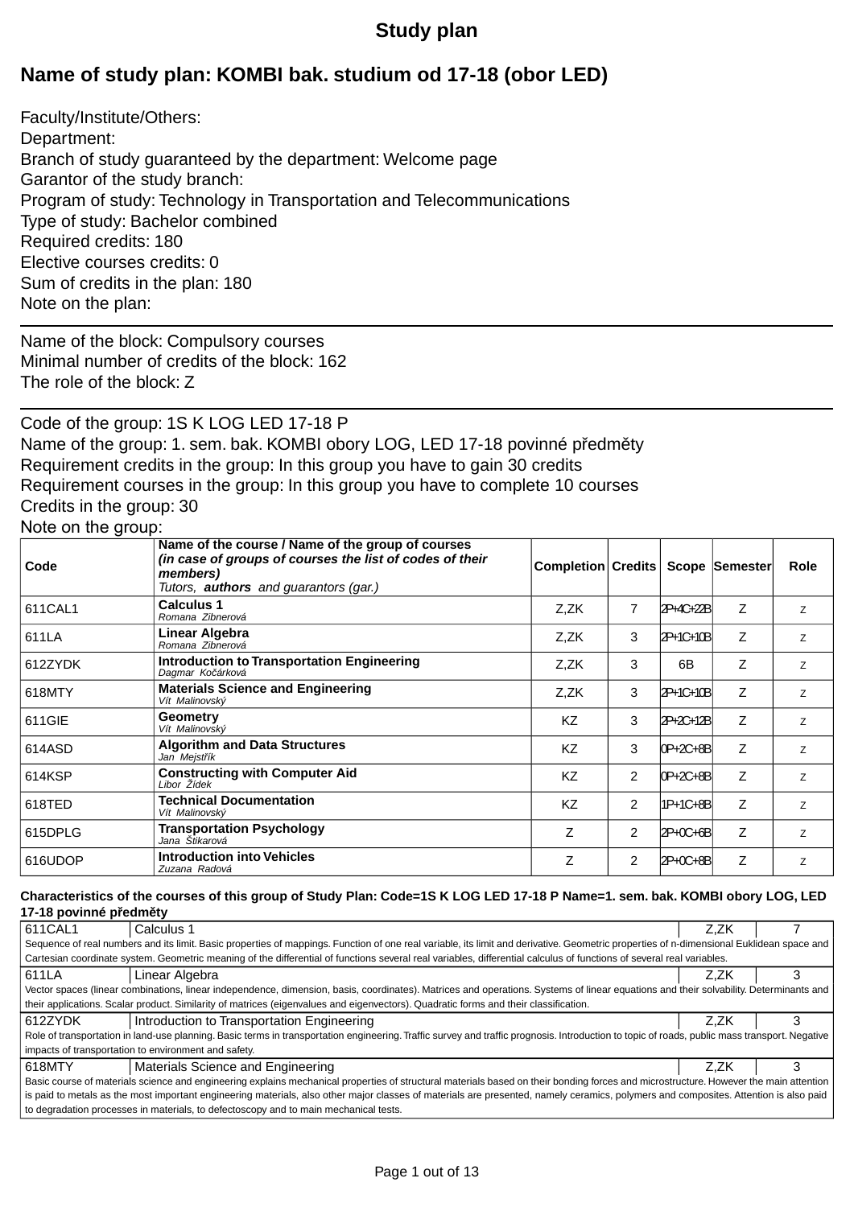# Study plan

## Name of study plan: KOMBI bak. studium od 17-18 (obor LED)

Faculty/Institute/Others:
Department:
Branch of study guaranteed by the department: Welcome page
Garantor of the study branch:
Program of study: Technology in Transportation and Telecommunications
Type of study: Bachelor combined
Required credits: 180
Elective courses credits: 0
Sum of credits in the plan: 180
Note on the plan:

---

Name of the block: Compulsory courses
Minimal number of credits of the block: 162
The role of the block: Z

---

Code of the group: 1S K LOG LED 17-18 P
Name of the group: 1. sem. bak. KOMBI obory LOG, LED 17-18 povinné předměty
Requirement credits in the group: In this group you have to gain 30 credits
Requirement courses in the group: In this group you have to complete 10 courses
Credits in the group: 30
Note on the group:

| Code | Name of the course / Name of the group of courses *(in case of groups of courses the list of codes of their members)* Tutors, **authors** and guarantors (gar.) | Completion | Credits | Scope | Semester | Role |
|---|---|---|---|---|---|---|
| 611CAL1 | **Calculus 1** *Romana Zibnerová* | Z,ZK | 7 | 2P+4C+22B | Z | Z |
| 611LA | **Linear Algebra** *Romana Zibnerová* | Z,ZK | 3 | 2P+1C+10B | Z | Z |
| 612ZYDK | **Introduction to Transportation Engineering** *Dagmar Kočárková* | Z,ZK | 3 | 6B | Z | Z |
| 618MTY | **Materials Science and Engineering** *Vít Malinovský* | Z,ZK | 3 | 2P+1C+10B | Z | Z |
| 611GIE | **Geometry** *Vít Malinovský* | KZ | 3 | 2P+2C+12B | Z | Z |
| 614ASD | **Algorithm and Data Structures** *Jan Mejstřík* | KZ | 3 | 0P+2C+8B | Z | Z |
| 614KSP | **Constructing with Computer Aid** *Libor Žídek* | KZ | 2 | 0P+2C+8B | Z | Z |
| 618TED | **Technical Documentation** *Vít Malinovský* | KZ | 2 | 1P+1C+8B | Z | Z |
| 615DPLG | **Transportation Psychology** *Jana Štikarová* | Z | 2 | 2P+0C+6B | Z | Z |
| 616UDOP | **Introduction into Vehicles** *Zuzana Radová* | Z | 2 | 2P+0C+8B | Z | Z |

**Characteristics of the courses of this group of Study Plan: Code=1S K LOG LED 17-18 P Name=1. sem. bak. KOMBI obory LOG, LED 17-18 povinné předměty**

| 611CAL1 | Calculus 1 | Z,ZK | 7 |
|---|---|---|---|
| Sequence of real numbers and its limit. Basic properties of mappings. Function of one real variable, its limit and derivative. Geometric properties of n-dimensional Euklidean space and Cartesian coordinate system. Geometric meaning of the differential of functions several real variables, differential calculus of functions of several real variables. | | | |
| 611LA | Linear Algebra | Z,ZK | 3 |
| Vector spaces (linear combinations, linear independence, dimension, basis, coordinates). Matrices and operations. Systems of linear equations and their solvability. Determinants and their applications. Scalar product. Similarity of matrices (eigenvalues and eigenvectors). Quadratic forms and their classification. | | | |
| 612ZYDK | Introduction to Transportation Engineering | Z,ZK | 3 |
| Role of transportation in land-use planning. Basic terms in transportation engineering. Traffic survey and traffic prognosis. Introduction to topic of roads, public mass transport. Negative impacts of transportation to environment and safety. | | | |
| 618MTY | Materials Science and Engineering | Z,ZK | 3 |
| Basic course of materials science and engineering explains mechanical properties of structural materials based on their bonding forces and microstructure. However the main attention is paid to metals as the most important engineering materials, also other major classes of materials are presented, namely ceramics, polymers and composites. Attention is also paid to degradation processes in materials, to defectoscopy and to main mechanical tests. | | | |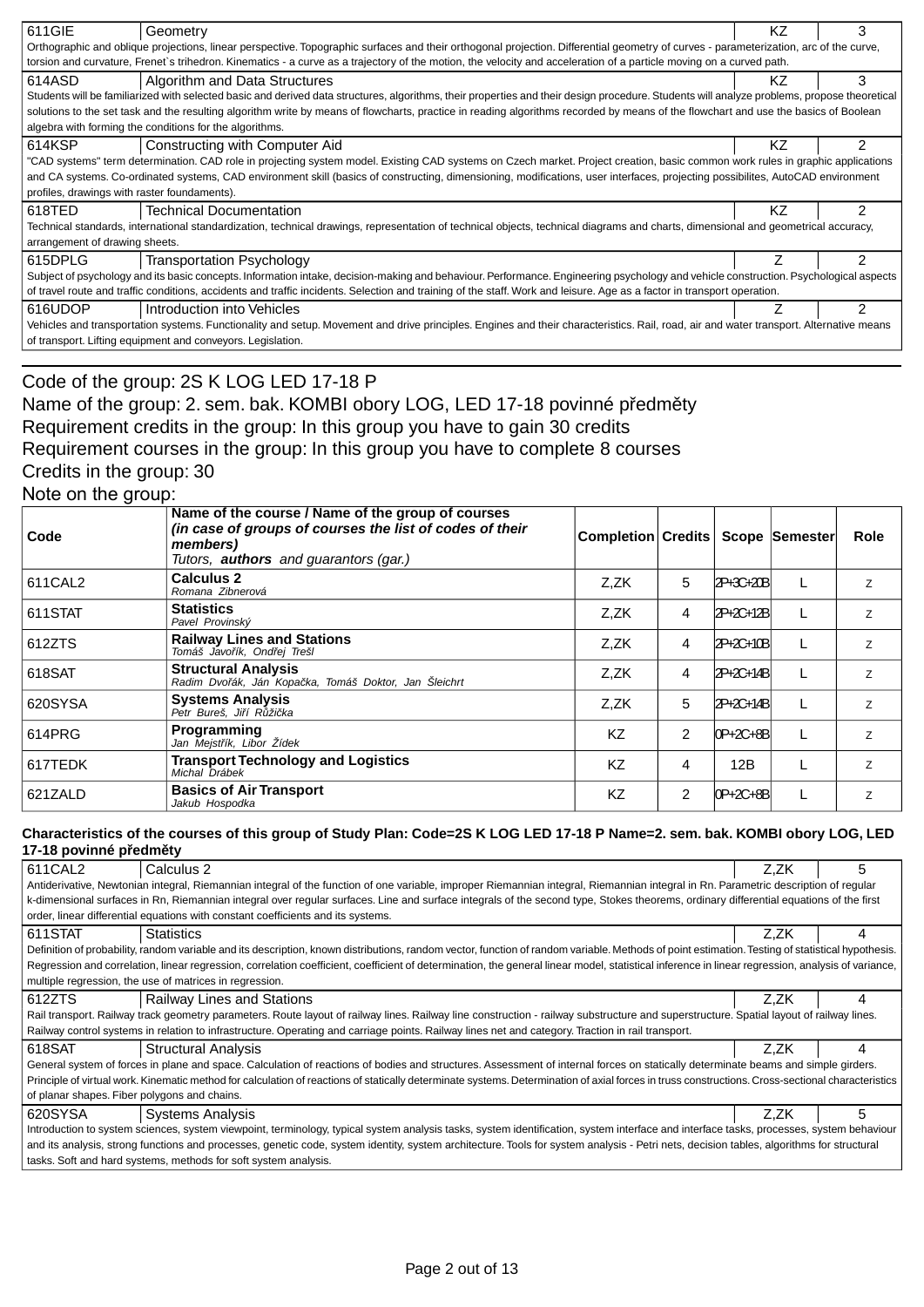| 611GIE | Geometry | KZ | 3 |
|---|---|---|---|
| Orthographic and oblique projections, linear perspective. Topographic surfaces and their orthogonal projection. Differential geometry of curves - parameterization, arc of the curve, torsion and curvature, Frenet`s trihedron. Kinematics - a curve as a trajectory of the motion, the velocity and acceleration of a particle moving on a curved path. | | | |
| 614ASD | Algorithm and Data Structures | KZ | 3 |
| Students will be familiarized with selected basic and derived data structures, algorithms, their properties and their design procedure. Students will analyze problems, propose theoretical solutions to the set task and the resulting algorithm write by means of flowcharts, practice in reading algorithms recorded by means of the flowchart and use the basics of Boolean algebra with forming the conditions for the algorithms. | | | |
| 614KSP | Constructing with Computer Aid | KZ | 2 |
| "CAD systems" term determination. CAD role in projecting system model. Existing CAD systems on Czech market. Project creation, basic common work rules in graphic applications and CA systems. Co-ordinated systems, CAD environment skill (basics of constructing, dimensioning, modifications, user interfaces, projecting possibilites, AutoCAD environment profiles, drawings with raster foundaments). | | | |
| 618TED | Technical Documentation | KZ | 2 |
| Technical standards, international standardization, technical drawings, representation of technical objects, technical diagrams and charts, dimensional and geometrical accuracy, arrangement of drawing sheets. | | | |
| 615DPLG | Transportation Psychology | Z | 2 |
| Subject of psychology and its basic concepts. Information intake, decision-making and behaviour. Performance. Engineering psychology and vehicle construction. Psychological aspects of travel route and traffic conditions, accidents and traffic incidents. Selection and training of the staff. Work and leisure. Age as a factor in transport operation. | | | |
| 616UDOP | Introduction into Vehicles | Z | 2 |
| Vehicles and transportation systems. Functionality and setup. Movement and drive principles. Engines and their characteristics. Rail, road, air and water transport. Alternative means of transport. Lifting equipment and conveyors. Legislation. | | | |

Code of the group: 2S K LOG LED 17-18 P
Name of the group: 2. sem. bak. KOMBI obory LOG, LED 17-18 povinné předměty
Requirement credits in the group: In this group you have to gain 30 credits
Requirement courses in the group: In this group you have to complete 8 courses
Credits in the group: 30
Note on the group:

| Code | Name of the course / Name of the group of courses *(in case of groups of courses the list of codes of their members)* Tutors, ***authors*** and guarantors (gar.) | Completion | Credits | Scope | Semester | Role |
|---|---|---|---|---|---|---|
| 611CAL2 | **Calculus 2** *Romana Zibnerová* | Z,ZK | 5 | 2P+3C+20B | L | z |
| 611STAT | **Statistics** *Pavel Provinský* | Z,ZK | 4 | 2P+2C+12B | L | z |
| 612ZTS | **Railway Lines and Stations** *Tomáš Javořík, Ondřej Trešl* | Z,ZK | 4 | 2P+2C+10B | L | z |
| 618SAT | **Structural Analysis** *Radim Dvořák, Ján Kopačka, Tomáš Doktor, Jan Šleichrt* | Z,ZK | 4 | 2P+2C+14B | L | z |
| 620SYSA | **Systems Analysis** *Petr Bureš, Jiří Růžička* | Z,ZK | 5 | 2P+2C+14B | L | z |
| 614PRG | **Programming** *Jan Mejstřík, Libor Žídek* | KZ | 2 | 0P+2C+8B | L | z |
| 617TEDK | **Transport Technology and Logistics** *Michal Drábek* | KZ | 4 | 12B | L | z |
| 621ZALD | **Basics of Air Transport** *Jakub Hospodka* | KZ | 2 | 0P+2C+8B | L | z |

**Characteristics of the courses of this group of Study Plan: Code=2S K LOG LED 17-18 P Name=2. sem. bak. KOMBI obory LOG, LED 17-18 povinné předměty**

| 611CAL2 | Calculus 2 | Z,ZK | 5 |
|---|---|---|---|
| Antiderivative, Newtonian integral, Riemannian integral of the function of one variable, improper Riemannian integral, Riemannian integral in Rn. Parametric description of regular k-dimensional surfaces in Rn, Riemannian integral over regular surfaces. Line and surface integrals of the second type, Stokes theorems, ordinary differential equations of the first order, linear differential equations with constant coefficients and its systems. | | | |
| 611STAT | Statistics | Z,ZK | 4 |
| Definition of probability, random variable and its description, known distributions, random vector, function of random variable. Methods of point estimation. Testing of statistical hypothesis. Regression and correlation, linear regression, correlation coefficient, coefficient of determination, the general linear model, statistical inference in linear regression, analysis of variance, multiple regression, the use of matrices in regression. | | | |
| 612ZTS | Railway Lines and Stations | Z,ZK | 4 |
| Rail transport. Railway track geometry parameters. Route layout of railway lines. Railway line construction - railway substructure and superstructure. Spatial layout of railway lines. Railway control systems in relation to infrastructure. Operating and carriage points. Railway lines net and category. Traction in rail transport. | | | |
| 618SAT | Structural Analysis | Z,ZK | 4 |
| General system of forces in plane and space. Calculation of reactions of bodies and structures. Assessment of internal forces on statically determinate beams and simple girders. Principle of virtual work. Kinematic method for calculation of reactions of statically determinate systems. Determination of axial forces in truss constructions. Cross-sectional characteristics of planar shapes. Fiber polygons and chains. | | | |
| 620SYSA | Systems Analysis | Z,ZK | 5 |
| Introduction to system sciences, system viewpoint, terminology, typical system analysis tasks, system identification, system interface and interface tasks, processes, system behaviour and its analysis, strong functions and processes, genetic code, system identity, system architecture. Tools for system analysis - Petri nets, decision tables, algorithms for structural tasks. Soft and hard systems, methods for soft system analysis. | | | |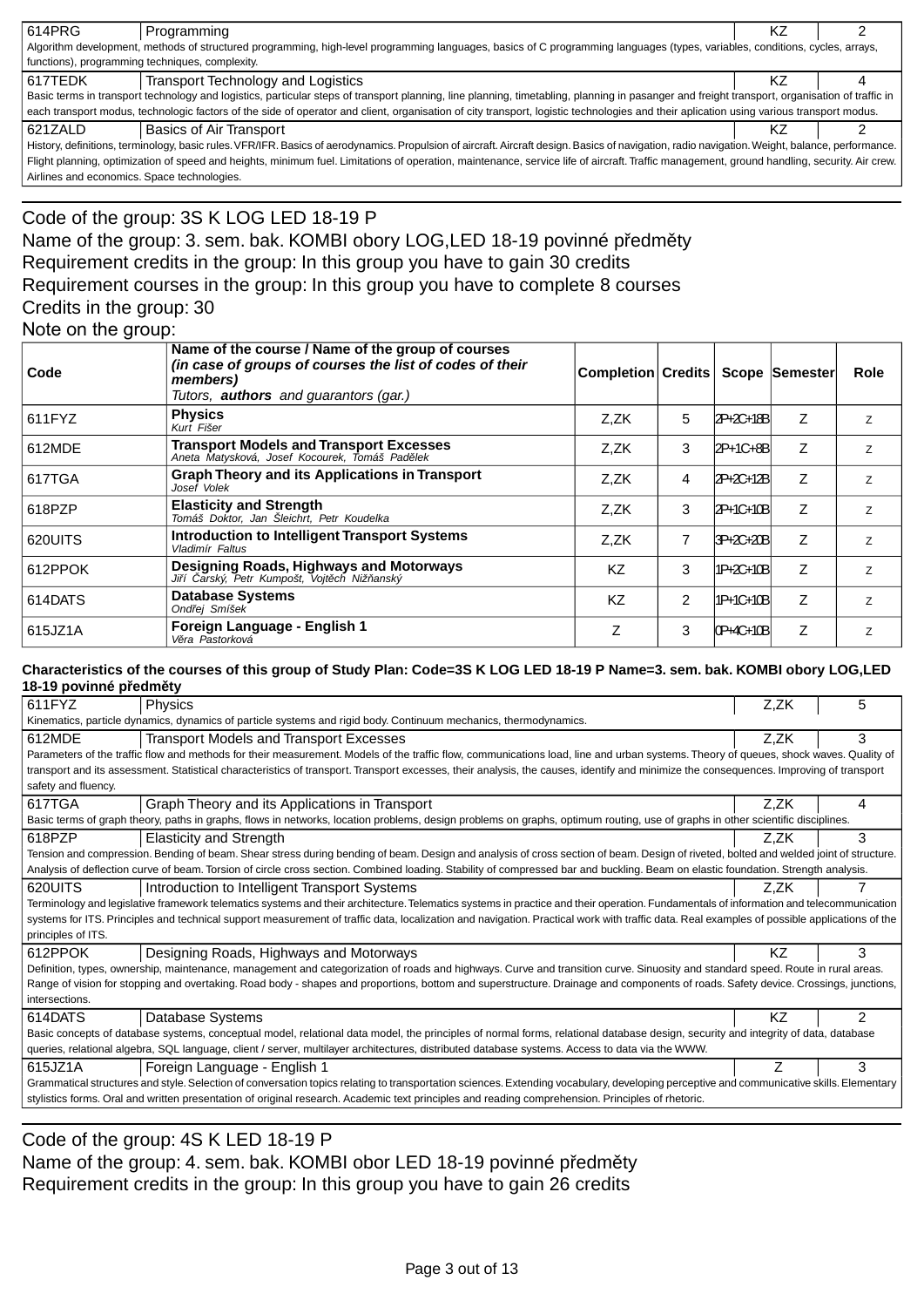| | | | |
|---|---|---|---|
| 614PRG | Programming | KZ | 2 |
| Algorithm development, methods of structured programming, high-level programming languages, basics of C programming languages (types, variables, conditions, cycles, arrays, functions), programming techniques, complexity. | | | |
| 617TEDK | Transport Technology and Logistics | KZ | 4 |
| Basic terms in transport technology and logistics, particular steps of transport planning, line planning, timetabling, planning in pasanger and freight transport, organisation of traffic in each transport modus, technologic factors of the side of operator and client, organisation of city transport, logistic technologies and their aplication using various transport modus. | | | |
| 621ZALD | Basics of Air Transport | KZ | 2 |
| History, definitions, terminology, basic rules. VFR/IFR. Basics of aerodynamics. Propulsion of aircraft. Aircraft design. Basics of navigation, radio navigation. Weight, balance, performance. Flight planning, optimization of speed and heights, minimum fuel. Limitations of operation, maintenance, service life of aircraft. Traffic management, ground handling, security. Air crew. Airlines and economics. Space technologies. | | | |

Code of the group: 3S K LOG LED 18-19 P
Name of the group: 3. sem. bak. KOMBI obory LOG,LED 18-19 povinné předměty
Requirement credits in the group: In this group you have to gain 30 credits
Requirement courses in the group: In this group you have to complete 8 courses
Credits in the group: 30
Note on the group:

| Code | Name of the course / Name of the group of courses *(in case of groups of courses the list of codes of their members)* Tutors, **authors** and guarantors (gar.) | Completion | Credits | Scope | Semester | Role |
|---|---|---|---|---|---|---|
| 611FYZ | **Physics** Kurt Fišer | Z,ZK | 5 | 2P+2C+18B | Z | z |
| 612MDE | **Transport Models and Transport Excesses** Aneta Matysková, Josef Kocourek, Tomáš Padělek | Z,ZK | 3 | 2P+1C+8B | Z | z |
| 617TGA | **Graph Theory and its Applications in Transport** Josef Volek | Z,ZK | 4 | 2P+2C+12B | Z | z |
| 618PZP | **Elasticity and Strength** Tomáš Doktor, Jan Šleichrt, Petr Koudelka | Z,ZK | 3 | 2P+1C+10B | Z | z |
| 620UITS | **Introduction to Intelligent Transport Systems** Vladimír Faltus | Z,ZK | 7 | 3P+2C+20B | Z | z |
| 612PPOK | **Designing Roads, Highways and Motorways** Jiří Čarský, Petr Kumpošt, Vojtěch Nižňanský | KZ | 3 | 1P+2C+10B | Z | z |
| 614DATS | **Database Systems** Ondřej Smíšek | KZ | 2 | 1P+1C+10B | Z | z |
| 615JZ1A | **Foreign Language - English 1** Věra Pastorková | Z | 3 | 0P+4C+10B | Z | z |

**Characteristics of the courses of this group of Study Plan: Code=3S K LOG LED 18-19 P Name=3. sem. bak. KOMBI obory LOG,LED 18-19 povinné předměty**

| | | | |
|---|---|---|---|
| 611FYZ | Physics | Z,ZK | 5 |
| Kinematics, particle dynamics, dynamics of particle systems and rigid body. Continuum mechanics, thermodynamics. | | | |
| 612MDE | Transport Models and Transport Excesses | Z,ZK | 3 |
| Parameters of the traffic flow and methods for their measurement. Models of the traffic flow, communications load, line and urban systems. Theory of queues, shock waves. Quality of transport and its assessment. Statistical characteristics of transport. Transport excesses, their analysis, the causes, identify and minimize the consequences. Improving of transport safety and fluency. | | | |
| 617TGA | Graph Theory and its Applications in Transport | Z,ZK | 4 |
| Basic terms of graph theory, paths in graphs, flows in networks, location problems, design problems on graphs, optimum routing, use of graphs in other scientific disciplines. | | | |
| 618PZP | Elasticity and Strength | Z,ZK | 3 |
| Tension and compression. Bending of beam. Shear stress during bending of beam. Design and analysis of cross section of beam. Design of riveted, bolted and welded joint of structure. Analysis of deflection curve of beam. Torsion of circle cross section. Combined loading. Stability of compressed bar and buckling. Beam on elastic foundation. Strength analysis. | | | |
| 620UITS | Introduction to Intelligent Transport Systems | Z,ZK | 7 |
| Terminology and legislative framework telematics systems and their architecture. Telematics systems in practice and their operation. Fundamentals of information and telecommunication systems for ITS. Principles and technical support measurement of traffic data, localization and navigation. Practical work with traffic data. Real examples of possible applications of the principles of ITS. | | | |
| 612PPOK | Designing Roads, Highways and Motorways | KZ | 3 |
| Definition, types, ownership, maintenance, management and categorization of roads and highways. Curve and transition curve. Sinuosity and standard speed. Route in rural areas. Range of vision for stopping and overtaking. Road body - shapes and proportions, bottom and superstructure. Drainage and components of roads. Safety device. Crossings, junctions, intersections. | | | |
| 614DATS | Database Systems | KZ | 2 |
| Basic concepts of database systems, conceptual model, relational data model, the principles of normal forms, relational database design, security and integrity of data, database queries, relational algebra, SQL language, client / server, multilayer architectures, distributed database systems. Access to data via the WWW. | | | |
| 615JZ1A | Foreign Language - English 1 | Z | 3 |
| Grammatical structures and style. Selection of conversation topics relating to transportation sciences. Extending vocabulary, developing perceptive and communicative skills. Elementary stylistics forms. Oral and written presentation of original research. Academic text principles and reading comprehension. Principles of rhetoric. | | | |

Code of the group: 4S K LED 18-19 P
Name of the group: 4. sem. bak. KOMBI obor LED 18-19 povinné předměty
Requirement credits in the group: In this group you have to gain 26 credits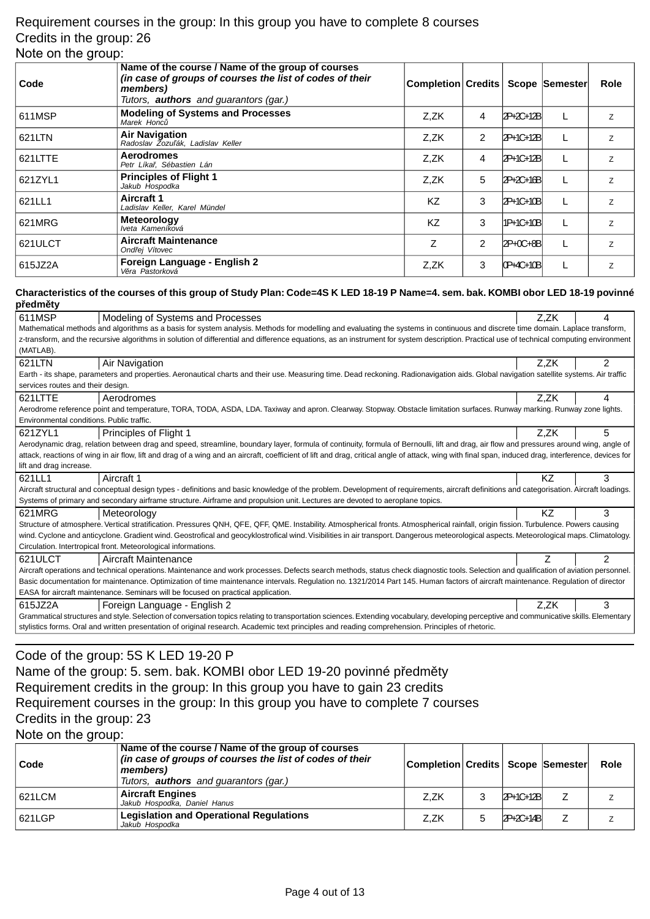Requirement courses in the group: In this group you have to complete 8 courses
Credits in the group: 26
Note on the group:

| Code | Name of the course / Name of the group of courses *(in case of groups of courses the list of codes of their members)* *Tutors, **authors** and guarantors (gar.)* | Completion | Credits | Scope | Semester | Role |
|---|---|---|---|---|---|---|
| 611MSP | **Modeling of Systems and Processes** *Marek Honců* | Z,ZK | 4 | 2P+2C+12B | L | z |
| 621LTN | **Air Navigation** *Radoslav Zozuľák, Ladislav Keller* | Z,ZK | 2 | 2P+1C+12B | L | z |
| 621LTTE | **Aerodromes** *Petr Líkař, Sébastien Lán* | Z,ZK | 4 | 2P+1C+12B | L | z |
| 621ZYL1 | **Principles of Flight 1** *Jakub Hospodka* | Z,ZK | 5 | 2P+2C+16B | L | z |
| 621LL1 | **Aircraft 1** *Ladislav Keller, Karel Mündel* | KZ | 3 | 2P+1C+10B | L | z |
| 621MRG | **Meteorology** *Iveta Kameníková* | KZ | 3 | 1P+1C+10B | L | z |
| 621ULCT | **Aircraft Maintenance** *Ondřej Vítovec* | Z | 2 | 2P+0C+8B | L | z |
| 615JZ2A | **Foreign Language - English 2** *Věra Pastorková* | Z,ZK | 3 | 0P+4C+10B | L | z |

**Characteristics of the courses of this group of Study Plan: Code=4S K LED 18-19 P Name=4. sem. bak. KOMBI obor LED 18-19 povinné předměty**

| 611MSP | Modeling of Systems and Processes | Z,ZK | 4 |
|---|---|---|---|

Mathematical methods and algorithms as a basis for system analysis. Methods for modelling and evaluating the systems in continuous and discrete time domain. Laplace transform, z-transform, and the recursive algorithms in solution of differential and difference equations, as an instrument for system description. Practical use of technical computing environment (MATLAB).

| 621LTN | Air Navigation | Z,ZK | 2 |
|---|---|---|---|

Earth - its shape, parameters and properties. Aeronautical charts and their use. Measuring time. Dead reckoning. Radionavigation aids. Global navigation satellite systems. Air traffic services routes and their design.

| 621LTTE | Aerodromes | Z,ZK | 4 |
|---|---|---|---|

Aerodrome reference point and temperature, TORA, TODA, ASDA, LDA. Taxiway and apron. Clearway. Stopway. Obstacle limitation surfaces. Runway marking. Runway zone lights. Environmental conditions. Public traffic.

| 621ZYL1 | Principles of Flight 1 | Z,ZK | 5 |
|---|---|---|---|

Aerodynamic drag, relation between drag and speed, streamline, boundary layer, formula of continuity, formula of Bernoulli, lift and drag, air flow and pressures around wing, angle of attack, reactions of wing in air flow, lift and drag of a wing and an aircraft, coefficient of lift and drag, critical angle of attack, wing with final span, induced drag, interference, devices for lift and drag increase.

| 621LL1 | Aircraft 1 | KZ | 3 |
|---|---|---|---|

Aircraft structural and conceptual design types - definitions and basic knowledge of the problem. Development of requirements, aircraft definitions and categorisation. Aircraft loadings. Systems of primary and secondary airframe structure. Airframe and propulsion unit. Lectures are devoted to aeroplane topics.

| 621MRG | Meteorology | KZ | 3 |
|---|---|---|---|

Structure of atmosphere. Vertical stratification. Pressures QNH, QFE, QFF, QME. Instability. Atmospherical fronts. Atmospherical rainfall, origin fission. Turbulence. Powers causing wind. Cyclone and anticyclone. Gradient wind. Geostrofical and geocyklostrofical wind. Visibilities in air transport. Dangerous meteorological aspects. Meteorological maps. Climatology. Circulation. Intertropical front. Meteorological informations.

| 621ULCT | Aircraft Maintenance | Z | 2 |
|---|---|---|---|

Aircraft operations and technical operations. Maintenance and work processes. Defects search methods, status check diagnostic tools. Selection and qualification of aviation personnel. Basic documentation for maintenance. Optimization of time maintenance intervals. Regulation no. 1321/2014 Part 145. Human factors of aircraft maintenance. Regulation of director EASA for aircraft maintenance. Seminars will be focused on practical application.

| 615JZ2A | Foreign Language - English 2 | Z,ZK | 3 |
|---|---|---|---|

Grammatical structures and style. Selection of conversation topics relating to transportation sciences. Extending vocabulary, developing perceptive and communicative skills. Elementary stylistics forms. Oral and written presentation of original research. Academic text principles and reading comprehension. Principles of rhetoric.

---

Code of the group: 5S K LED 19-20 P
Name of the group: 5. sem. bak. KOMBI obor LED 19-20 povinné předměty
Requirement credits in the group: In this group you have to gain 23 credits
Requirement courses in the group: In this group you have to complete 7 courses
Credits in the group: 23
Note on the group:

| Code | Name of the course / Name of the group of courses *(in case of groups of courses the list of codes of their members)* *Tutors, **authors** and guarantors (gar.)* | Completion | Credits | Scope | Semester | Role |
|---|---|---|---|---|---|---|
| 621LCM | **Aircraft Engines** *Jakub Hospodka, Daniel Hanus* | Z,ZK | 3 | 2P+1C+12B | Z | z |
| 621LGP | **Legislation and Operational Regulations** *Jakub Hospodka* | Z,ZK | 5 | 2P+2C+14B | Z | z |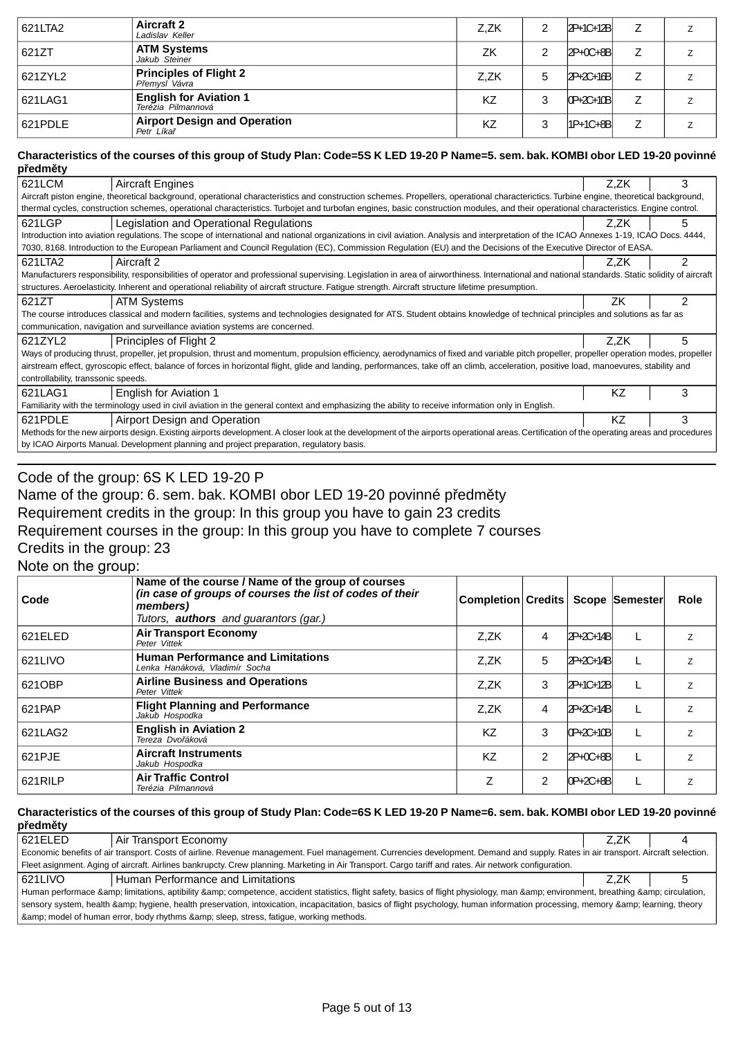| Code | Name of the course / Name of the group of courses | Completion | Credits | Scope | Semester | Role |
|---|---|---|---|---|---|---|
| 621LTA2 | **Aircraft 2** *Ladislav Keller* | Z,ZK | 2 | 2P+1C+12B | Z | z |
| 621ZT | **ATM Systems** *Jakub Steiner* | ZK | 2 | 2P+0C+8B | Z | z |
| 621ZYL2 | **Principles of Flight 2** *Přemysl Vávra* | Z,ZK | 5 | 2P+2C+16B | Z | z |
| 621LAG1 | **English for Aviation 1** *Terézia Pilmannová* | KZ | 3 | 0P+2C+10B | Z | z |
| 621PDLE | **Airport Design and Operation** *Petr Líkař* | KZ | 3 | 1P+1C+8B | Z | z |

**Characteristics of the courses of this group of Study Plan: Code=5S K LED 19-20 P Name=5. sem. bak. KOMBI obor LED 19-20 povinné předměty**

| 621LCM | Aircraft Engines | Z,ZK | 3 |
|---|---|---|---|
| Aircraft piston engine, theoretical background, operational characteristics and construction schemes. Propellers, operational characterictics. Turbine engine, theoretical background, thermal cycles, construction schemes, operational characteristics. Turbojet and turbofan engines, basic construction modules, and their operational characteristics. Engine control. | | | |
| 621LGP | Legislation and Operational Regulations | Z,ZK | 5 |
| Introduction into aviation regulations. The scope of international and national organizations in civil aviation. Analysis and interpretation of the ICAO Annexes 1-19, ICAO Docs. 4444, 7030, 8168. Introduction to the European Parliament and Council Regulation (EC), Commission Regulation (EU) and the Decisions of the Executive Director of EASA. | | | |
| 621LTA2 | Aircraft 2 | Z,ZK | 2 |
| Manufacturers responsibility, responsibilities of operator and professional supervising. Legislation in area of airworthiness. International and national standards. Static solidity of aircraft structures. Aeroelasticity. Inherent and operational reliability of aircraft structure. Fatigue strength. Aircraft structure lifetime presumption. | | | |
| 621ZT | ATM Systems | ZK | 2 |
| The course introduces classical and modern facilities, systems and technologies designated for ATS. Student obtains knowledge of technical principles and solutions as far as communication, navigation and surveillance aviation systems are concerned. | | | |
| 621ZYL2 | Principles of Flight 2 | Z,ZK | 5 |
| Ways of producing thrust, propeller, jet propulsion, thrust and momentum, propulsion efficiency, aerodynamics of fixed and variable pitch propeller, propeller operation modes, propeller airstream effect, gyroscopic effect, balance of forces in horizontal flight, glide and landing, performances, take off an climb, acceleration, positive load, manoevures, stability and controllability, transsonic speeds. | | | |
| 621LAG1 | English for Aviation 1 | KZ | 3 |
| Familiarity with the terminology used in civil aviation in the general context and emphasizing the ability to receive information only in English. | | | |
| 621PDLE | Airport Design and Operation | KZ | 3 |
| Methods for the new airports design. Existing airports development. A closer look at the development of the airports operational areas. Certification of the operating areas and procedures by ICAO Airports Manual. Development planning and project preparation, regulatory basis. | | | |

Code of the group: 6S K LED 19-20 P
Name of the group: 6. sem. bak. KOMBI obor LED 19-20 povinné předměty
Requirement credits in the group: In this group you have to gain 23 credits
Requirement courses in the group: In this group you have to complete 7 courses
Credits in the group: 23
Note on the group:

| Code | Name of the course / Name of the group of courses *(in case of groups of courses the list of codes of their members)* *Tutors, **authors** and guarantors (gar.)* | Completion | Credits | Scope | Semester | Role |
|---|---|---|---|---|---|---|
| 621ELED | **Air Transport Economy** *Peter Vittek* | Z,ZK | 4 | 2P+2C+14B | L | z |
| 621LIVO | **Human Performance and Limitations** *Lenka Hanáková, Vladimír Socha* | Z,ZK | 5 | 2P+2C+14B | L | z |
| 621OBP | **Airline Business and Operations** *Peter Vittek* | Z,ZK | 3 | 2P+1C+12B | L | z |
| 621PAP | **Flight Planning and Performance** *Jakub Hospodka* | Z,ZK | 4 | 2P+2C+14B | L | z |
| 621LAG2 | **English in Aviation 2** *Tereza Dvořáková* | KZ | 3 | 0P+2C+10B | L | z |
| 621PJE | **Aircraft Instruments** *Jakub Hospodka* | KZ | 2 | 2P+0C+8B | L | z |
| 621RILP | **Air Traffic Control** *Terézia Pilmannová* | Z | 2 | 0P+2C+8B | L | z |

**Characteristics of the courses of this group of Study Plan: Code=6S K LED 19-20 P Name=6. sem. bak. KOMBI obor LED 19-20 povinné předměty**

| 621ELED | Air Transport Economy | Z,ZK | 4 |
|---|---|---|---|
| Economic benefits of air transport. Costs of airline. Revenue management. Fuel management. Currencies development. Demand and supply. Rates in air transport. Aircraft selection. Fleet asignment. Aging of aircraft. Airlines bankrupcty. Crew planning. Marketing in Air Transport. Cargo tariff and rates. Air network configuration. | | | |
| 621LIVO | Human Performance and Limitations | Z,ZK | 5 |
| Human performace &amp; limitations, aptibility &amp; competence, accident statistics, flight safety, basics of flight physiology, man &amp; environment, breathing &amp; circulation, sensory system, health &amp; hygiene, health preservation, intoxication, incapacitation, basics of flight psychology, human information processing, memory &amp; learning, theory &amp; model of human error, body rhythms &amp; sleep, stress, fatigue, working methods. | | | |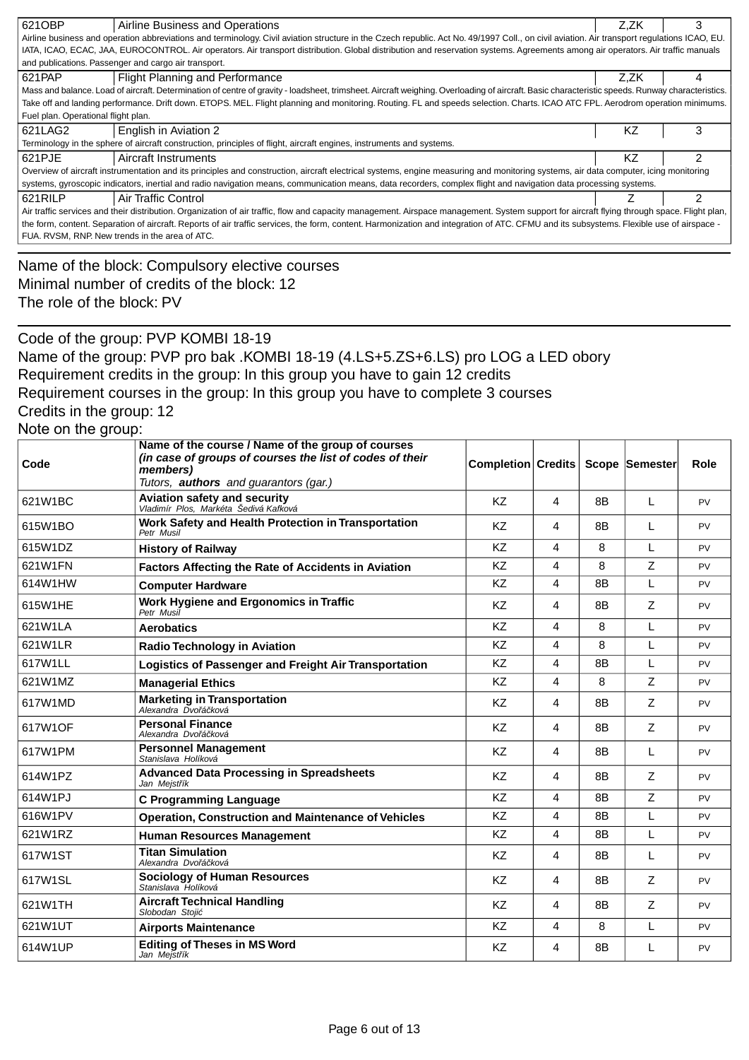| 621OBP | Airline Business and Operations | Z,ZK | 3 |
|---|---|---|---|
| Airline business and operation abbreviations and terminology. Civil aviation structure in the Czech republic. Act No. 49/1997 Coll., on civil aviation. Air transport regulations ICAO, EU. IATA, ICAO, ECAC, JAA, EUROCONTROL. Air operators. Air transport distribution. Global distribution and reservation systems. Agreements among air operators. Air traffic manuals and publications. Passenger and cargo air transport. | | | |
| 621PAP | Flight Planning and Performance | Z,ZK | 4 |
| Mass and balance. Load of aircraft. Determination of centre of gravity - loadsheet, trimsheet. Aircraft weighing. Overloading of aircraft. Basic characteristic speeds. Runway characteristics. Take off and landing performance. Drift down. ETOPS. MEL. Flight planning and monitoring. Routing. FL and speeds selection. Charts. ICAO ATC FPL. Aerodrom operation minimums. Fuel plan. Operational flight plan. | | | |
| 621LAG2 | English in Aviation 2 | KZ | 3 |
| Terminology in the sphere of aircraft construction, principles of flight, aircraft engines, instruments and systems. | | | |
| 621PJE | Aircraft Instruments | KZ | 2 |
| Overview of aircraft instrumentation and its principles and construction, aircraft electrical systems, engine measuring and monitoring systems, air data computer, icing monitoring systems, gyroscopic indicators, inertial and radio navigation means, communication means, data recorders, complex flight and navigation data processing systems. | | | |
| 621RILP | Air Traffic Control | Z | 2 |
| Air traffic services and their distribution. Organization of air traffic, flow and capacity management. Airspace management. System support for aircraft flying through space. Flight plan, the form, content. Separation of aircraft. Reports of air traffic services, the form, content. Harmonization and integration of ATC. CFMU and its subsystems. Flexible use of airspace - FUA. RVSM, RNP. New trends in the area of ATC. | | | |

Name of the block: Compulsory elective courses
Minimal number of credits of the block: 12
The role of the block: PV

Code of the group: PVP KOMBI 18-19
Name of the group: PVP pro bak .KOMBI 18-19 (4.LS+5.ZS+6.LS) pro LOG a LED obory
Requirement credits in the group: In this group you have to gain 12 credits
Requirement courses in the group: In this group you have to complete 3 courses
Credits in the group: 12
Note on the group:

| Code | Name of the course / Name of the group of courses *(in case of groups of courses the list of codes of their members)* *Tutors, **authors** and guarantors (gar.)* | Completion | Credits | Scope | Semester | Role |
|---|---|---|---|---|---|---|
| 621W1BC | **Aviation safety and security** *Vladimír Plos, Markéta Šedivá Kafková* | KZ | 4 | 8B | L | PV |
| 615W1BO | **Work Safety and Health Protection in Transportation** *Petr Musil* | KZ | 4 | 8B | L | PV |
| 615W1DZ | **History of Railway** | KZ | 4 | 8 | L | PV |
| 621W1FN | **Factors Affecting the Rate of Accidents in Aviation** | KZ | 4 | 8 | Z | PV |
| 614W1HW | **Computer Hardware** | KZ | 4 | 8B | L | PV |
| 615W1HE | **Work Hygiene and Ergonomics in Traffic** *Petr Musil* | KZ | 4 | 8B | Z | PV |
| 621W1LA | **Aerobatics** | KZ | 4 | 8 | L | PV |
| 621W1LR | **Radio Technology in Aviation** | KZ | 4 | 8 | L | PV |
| 617W1LL | **Logistics of Passenger and Freight Air Transportation** | KZ | 4 | 8B | L | PV |
| 621W1MZ | **Managerial Ethics** | KZ | 4 | 8 | Z | PV |
| 617W1MD | **Marketing in Transportation** *Alexandra Dvořáčková* | KZ | 4 | 8B | Z | PV |
| 617W1OF | **Personal Finance** *Alexandra Dvořáčková* | KZ | 4 | 8B | Z | PV |
| 617W1PM | **Personnel Management** *Stanislava Holíková* | KZ | 4 | 8B | L | PV |
| 614W1PZ | **Advanced Data Processing in Spreadsheets** *Jan Mejstřík* | KZ | 4 | 8B | Z | PV |
| 614W1PJ | **C Programming Language** | KZ | 4 | 8B | Z | PV |
| 616W1PV | **Operation, Construction and Maintenance of Vehicles** | KZ | 4 | 8B | L | PV |
| 621W1RZ | **Human Resources Management** | KZ | 4 | 8B | L | PV |
| 617W1ST | **Titan Simulation** *Alexandra Dvořáčková* | KZ | 4 | 8B | L | PV |
| 617W1SL | **Sociology of Human Resources** *Stanislava Holíková* | KZ | 4 | 8B | Z | PV |
| 621W1TH | **Aircraft Technical Handling** *Slobodan Stojić* | KZ | 4 | 8B | Z | PV |
| 621W1UT | **Airports Maintenance** | KZ | 4 | 8 | L | PV |
| 614W1UP | **Editing of Theses in MS Word** *Jan Mejstřík* | KZ | 4 | 8B | L | PV |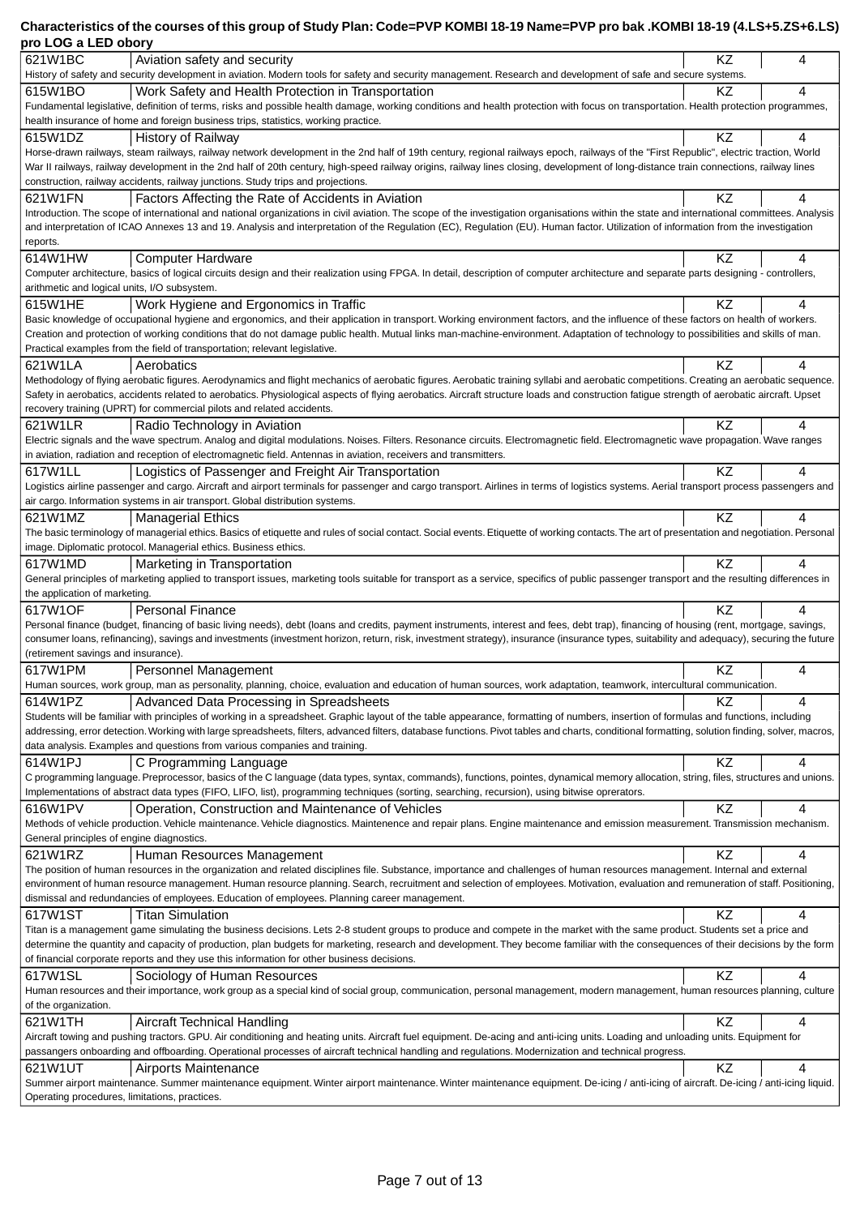**Characteristics of the courses of this group of Study Plan: Code=PVP KOMBI 18-19 Name=PVP pro bak .KOMBI 18-19 (4.LS+5.ZS+6.LS) pro LOG a LED obory**

| Code | Name | Type | Credits |
|---|---|---|---|
| 621W1BC | Aviation safety and security | KZ | 4 |

History of safety and security development in aviation. Modern tools for safety and security management. Research and development of safe and secure systems.

| Code | Name | Type | Credits |
|---|---|---|---|
| 615W1BO | Work Safety and Health Protection in Transportation | KZ | 4 |

Fundamental legislative, definition of terms, risks and possible health damage, working conditions and health protection with focus on transportation. Health protection programmes, health insurance of home and foreign business trips, statistics, working practice.

| Code | Name | Type | Credits |
|---|---|---|---|
| 615W1DZ | History of Railway | KZ | 4 |

Horse-drawn railways, steam railways, railway network development in the 2nd half of 19th century, regional railways epoch, railways of the "First Republic", electric traction, World War II railways, railway development in the 2nd half of 20th century, high-speed railway origins, railway lines closing, development of long-distance train connections, railway lines construction, railway accidents, railway junctions. Study trips and projections.

| Code | Name | Type | Credits |
|---|---|---|---|
| 621W1FN | Factors Affecting the Rate of Accidents in Aviation | KZ | 4 |

Introduction. The scope of international and national organizations in civil aviation. The scope of the investigation organisations within the state and international committees. Analysis and interpretation of ICAO Annexes 13 and 19. Analysis and interpretation of the Regulation (EC), Regulation (EU). Human factor. Utilization of information from the investigation reports.

| Code | Name | Type | Credits |
|---|---|---|---|
| 614W1HW | Computer Hardware | KZ | 4 |

Computer architecture, basics of logical circuits design and their realization using FPGA. In detail, description of computer architecture and separate parts designing - controllers, arithmetic and logical units, I/O subsystem.

| Code | Name | Type | Credits |
|---|---|---|---|
| 615W1HE | Work Hygiene and Ergonomics in Traffic | KZ | 4 |

Basic knowledge of occupational hygiene and ergonomics, and their application in transport. Working environment factors, and the influence of these factors on health of workers. Creation and protection of working conditions that do not damage public health. Mutual links man-machine-environment. Adaptation of technology to possibilities and skills of man. Practical examples from the field of transportation; relevant legislative.

| Code | Name | Type | Credits |
|---|---|---|---|
| 621W1LA | Aerobatics | KZ | 4 |

Methodology of flying aerobatic figures. Aerodynamics and flight mechanics of aerobatic figures. Aerobatic training syllabi and aerobatic competitions. Creating an aerobatic sequence. Safety in aerobatics, accidents related to aerobatics. Physiological aspects of flying aerobatics. Aircraft structure loads and construction fatigue strength of aerobatic aircraft. Upset recovery training (UPRT) for commercial pilots and related accidents.

| Code | Name | Type | Credits |
|---|---|---|---|
| 621W1LR | Radio Technology in Aviation | KZ | 4 |

Electric signals and the wave spectrum. Analog and digital modulations. Noises. Filters. Resonance circuits. Electromagnetic field. Electromagnetic wave propagation. Wave ranges in aviation, radiation and reception of electromagnetic field. Antennas in aviation, receivers and transmitters.

| Code | Name | Type | Credits |
|---|---|---|---|
| 617W1LL | Logistics of Passenger and Freight Air Transportation | KZ | 4 |

Logistics airline passenger and cargo. Aircraft and airport terminals for passenger and cargo transport. Airlines in terms of logistics systems. Aerial transport process passengers and air cargo. Information systems in air transport. Global distribution systems.

| Code | Name | Type | Credits |
|---|---|---|---|
| 621W1MZ | Managerial Ethics | KZ | 4 |

The basic terminology of managerial ethics. Basics of etiquette and rules of social contact. Social events. Etiquette of working contacts. The art of presentation and negotiation. Personal image. Diplomatic protocol. Managerial ethics. Business ethics.

| Code | Name | Type | Credits |
|---|---|---|---|
| 617W1MD | Marketing in Transportation | KZ | 4 |

General principles of marketing applied to transport issues, marketing tools suitable for transport as a service, specifics of public passenger transport and the resulting differences in the application of marketing.

| Code | Name | Type | Credits |
|---|---|---|---|
| 617W1OF | Personal Finance | KZ | 4 |

Personal finance (budget, financing of basic living needs), debt (loans and credits, payment instruments, interest and fees, debt trap), financing of housing (rent, mortgage, savings, consumer loans, refinancing), savings and investments (investment horizon, return, risk, investment strategy), insurance (insurance types, suitability and adequacy), securing the future (retirement savings and insurance).

| Code | Name | Type | Credits |
|---|---|---|---|
| 617W1PM | Personnel Management | KZ | 4 |

Human sources, work group, man as personality, planning, choice, evaluation and education of human sources, work adaptation, teamwork, intercultural communication.

| Code | Name | Type | Credits |
|---|---|---|---|
| 614W1PZ | Advanced Data Processing in Spreadsheets | KZ | 4 |

Students will be familiar with principles of working in a spreadsheet. Graphic layout of the table appearance, formatting of numbers, insertion of formulas and functions, including addressing, error detection. Working with large spreadsheets, filters, advanced filters, database functions. Pivot tables and charts, conditional formatting, solution finding, solver, macros, data analysis. Examples and questions from various companies and training.

| Code | Name | Type | Credits |
|---|---|---|---|
| 614W1PJ | C Programming Language | KZ | 4 |

C programming language. Preprocessor, basics of the C language (data types, syntax, commands), functions, pointes, dynamical memory allocation, string, files, structures and unions. Implementations of abstract data types (FIFO, LIFO, list), programming techniques (sorting, searching, recursion), using bitwise oprerators.

| Code | Name | Type | Credits |
|---|---|---|---|
| 616W1PV | Operation, Construction and Maintenance of Vehicles | KZ | 4 |

Methods of vehicle production. Vehicle maintenance. Vehicle diagnostics. Maintenence and repair plans. Engine maintenance and emission measurement. Transmission mechanism. General principles of engine diagnostics.

| Code | Name | Type | Credits |
|---|---|---|---|
| 621W1RZ | Human Resources Management | KZ | 4 |

The position of human resources in the organization and related disciplines file. Substance, importance and challenges of human resources management. Internal and external environment of human resource management. Human resource planning. Search, recruitment and selection of employees. Motivation, evaluation and remuneration of staff. Positioning, dismissal and redundancies of employees. Education of employees. Planning career management.

| Code | Name | Type | Credits |
|---|---|---|---|
| 617W1ST | Titan Simulation | KZ | 4 |

Titan is a management game simulating the business decisions. Lets 2-8 student groups to produce and compete in the market with the same product. Students set a price and determine the quantity and capacity of production, plan budgets for marketing, research and development. They become familiar with the consequences of their decisions by the form of financial corporate reports and they use this information for other business decisions.

| Code | Name | Type | Credits |
|---|---|---|---|
| 617W1SL | Sociology of Human Resources | KZ | 4 |

Human resources and their importance, work group as a special kind of social group, communication, personal management, modern management, human resources planning, culture of the organization.

| Code | Name | Type | Credits |
|---|---|---|---|
| 621W1TH | Aircraft Technical Handling | KZ | 4 |

Aircraft towing and pushing tractors. GPU. Air conditioning and heating units. Aircraft fuel equipment. De-acing and anti-icing units. Loading and unloading units. Equipment for passangers onboarding and offboarding. Operational processes of aircraft technical handling and regulations. Modernization and technical progress.

| Code | Name | Type | Credits |
|---|---|---|---|
| 621W1UT | Airports Maintenance | KZ | 4 |

Summer airport maintenance. Summer maintenance equipment. Winter airport maintenance. Winter maintenance equipment. De-icing / anti-icing of aircraft. De-icing / anti-icing liquid. Operating procedures, limitations, practices.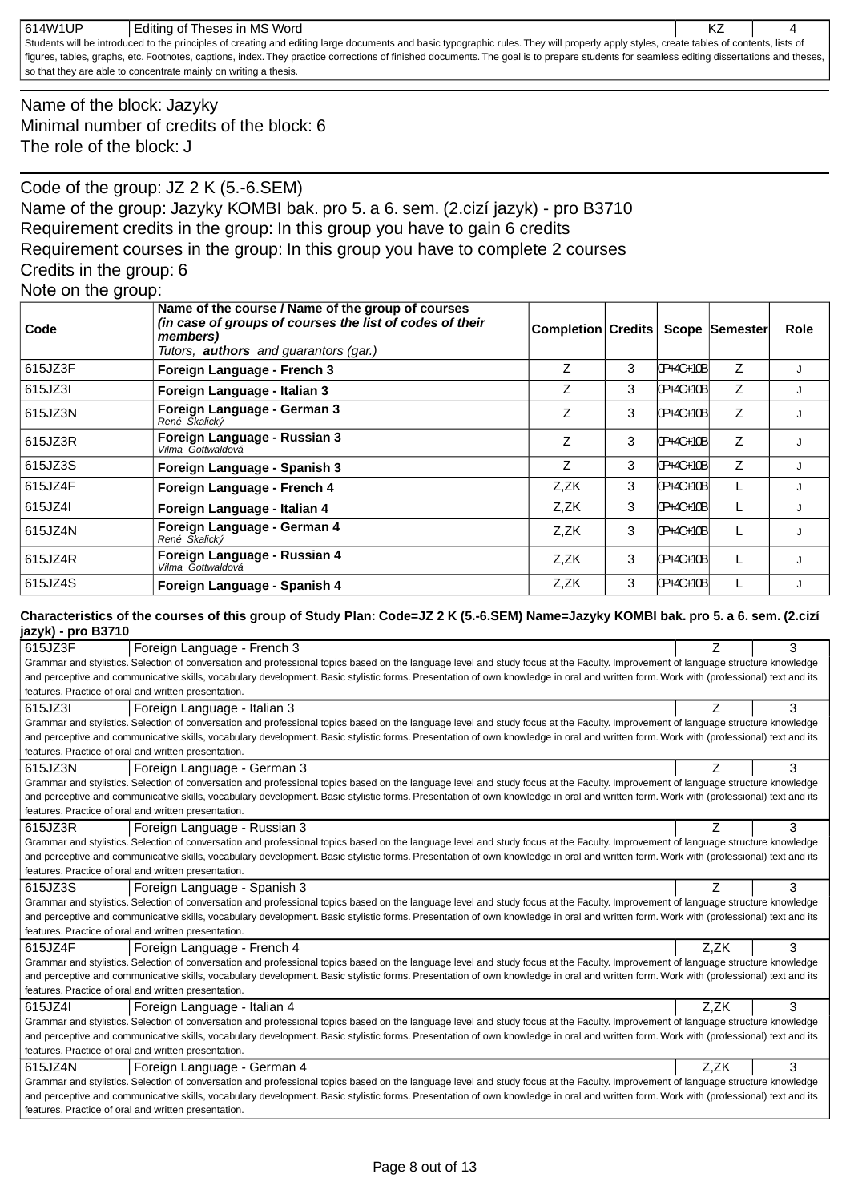| 614W1UP | Editing of Theses in MS Word | KZ | 4 |
|---|---|---|---|

Students will be introduced to the principles of creating and editing large documents and basic typographic rules. They will properly apply styles, create tables of contents, lists of figures, tables, graphs, etc. Footnotes, captions, index. They practice corrections of finished documents. The goal is to prepare students for seamless editing dissertations and theses, so that they are able to concentrate mainly on writing a thesis.

Name of the block: Jazyky
Minimal number of credits of the block: 6
The role of the block: J

Code of the group: JZ 2 K (5.-6.SEM)
Name of the group: Jazyky KOMBI bak. pro 5. a 6. sem. (2.cizí jazyk) - pro B3710
Requirement credits in the group: In this group you have to gain 6 credits
Requirement courses in the group: In this group you have to complete 2 courses
Credits in the group: 6
Note on the group:

| Code | Name of the course / Name of the group of courses *(in case of groups of courses the list of codes of their members)* Tutors, **authors** and guarantors (gar.) | Completion | Credits | Scope | Semester | Role |
|---|---|---|---|---|---|---|
| 615JZ3F | **Foreign Language - French 3** | Z | 3 | 0P+4C+10B | Z | J |
| 615JZ3I | **Foreign Language - Italian 3** | Z | 3 | 0P+4C+10B | Z | J |
| 615JZ3N | **Foreign Language - German 3** *René Skalický* | Z | 3 | 0P+4C+10B | Z | J |
| 615JZ3R | **Foreign Language - Russian 3** *Vilma Gottwaldová* | Z | 3 | 0P+4C+10B | Z | J |
| 615JZ3S | **Foreign Language - Spanish 3** | Z | 3 | 0P+4C+10B | Z | J |
| 615JZ4F | **Foreign Language - French 4** | Z,ZK | 3 | 0P+4C+10B | L | J |
| 615JZ4I | **Foreign Language - Italian 4** | Z,ZK | 3 | 0P+4C+10B | L | J |
| 615JZ4N | **Foreign Language - German 4** *René Skalický* | Z,ZK | 3 | 0P+4C+10B | L | J |
| 615JZ4R | **Foreign Language - Russian 4** *Vilma Gottwaldová* | Z,ZK | 3 | 0P+4C+10B | L | J |
| 615JZ4S | **Foreign Language - Spanish 4** | Z,ZK | 3 | 0P+4C+10B | L | J |

**Characteristics of the courses of this group of Study Plan: Code=JZ 2 K (5.-6.SEM) Name=Jazyky KOMBI bak. pro 5. a 6. sem. (2.cizí jazyk) - pro B3710**

| 615JZ3F | Foreign Language - French 3 | Z | 3 |
|---|---|---|---|

Grammar and stylistics. Selection of conversation and professional topics based on the language level and study focus at the Faculty. Improvement of language structure knowledge and perceptive and communicative skills, vocabulary development. Basic stylistic forms. Presentation of own knowledge in oral and written form. Work with (professional) text and its features. Practice of oral and written presentation.

| 615JZ3I | Foreign Language - Italian 3 | Z | 3 |
|---|---|---|---|

Grammar and stylistics. Selection of conversation and professional topics based on the language level and study focus at the Faculty. Improvement of language structure knowledge and perceptive and communicative skills, vocabulary development. Basic stylistic forms. Presentation of own knowledge in oral and written form. Work with (professional) text and its features. Practice of oral and written presentation.

| 615JZ3N | Foreign Language - German 3 | Z | 3 |
|---|---|---|---|

Grammar and stylistics. Selection of conversation and professional topics based on the language level and study focus at the Faculty. Improvement of language structure knowledge and perceptive and communicative skills, vocabulary development. Basic stylistic forms. Presentation of own knowledge in oral and written form. Work with (professional) text and its features. Practice of oral and written presentation.

| 615JZ3R | Foreign Language - Russian 3 | Z | 3 |
|---|---|---|---|

Grammar and stylistics. Selection of conversation and professional topics based on the language level and study focus at the Faculty. Improvement of language structure knowledge and perceptive and communicative skills, vocabulary development. Basic stylistic forms. Presentation of own knowledge in oral and written form. Work with (professional) text and its features. Practice of oral and written presentation.

| 615JZ3S | Foreign Language - Spanish 3 | Z | 3 |
|---|---|---|---|

Grammar and stylistics. Selection of conversation and professional topics based on the language level and study focus at the Faculty. Improvement of language structure knowledge and perceptive and communicative skills, vocabulary development. Basic stylistic forms. Presentation of own knowledge in oral and written form. Work with (professional) text and its features. Practice of oral and written presentation.

| 615JZ4F | Foreign Language - French 4 | Z,ZK | 3 |
|---|---|---|---|

Grammar and stylistics. Selection of conversation and professional topics based on the language level and study focus at the Faculty. Improvement of language structure knowledge and perceptive and communicative skills, vocabulary development. Basic stylistic forms. Presentation of own knowledge in oral and written form. Work with (professional) text and its features. Practice of oral and written presentation.

| 615JZ4I | Foreign Language - Italian 4 | Z,ZK | 3 |
|---|---|---|---|

Grammar and stylistics. Selection of conversation and professional topics based on the language level and study focus at the Faculty. Improvement of language structure knowledge and perceptive and communicative skills, vocabulary development. Basic stylistic forms. Presentation of own knowledge in oral and written form. Work with (professional) text and its features. Practice of oral and written presentation.

| 615JZ4N | Foreign Language - German 4 | Z,ZK | 3 |
|---|---|---|---|

Grammar and stylistics. Selection of conversation and professional topics based on the language level and study focus at the Faculty. Improvement of language structure knowledge and perceptive and communicative skills, vocabulary development. Basic stylistic forms. Presentation of own knowledge in oral and written form. Work with (professional) text and its features. Practice of oral and written presentation.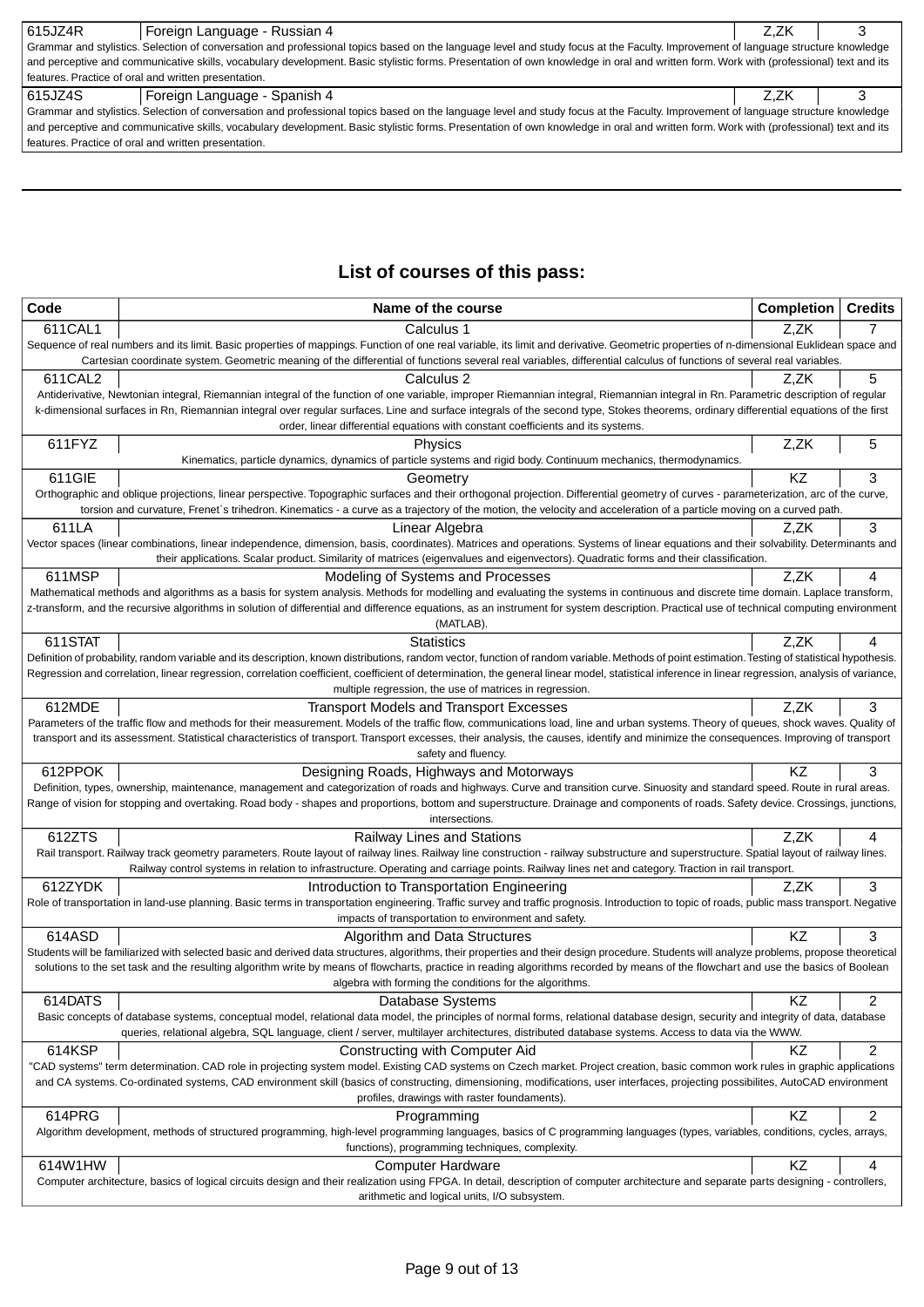| 615JZ4R | Foreign Language - Russian 4 | Z,ZK | 3 |
|---|---|---|---|
| Grammar and stylistics. Selection of conversation and professional topics based on the language level and study focus at the Faculty. Improvement of language structure knowledge and perceptive and communicative skills, vocabulary development. Basic stylistic forms. Presentation of own knowledge in oral and written form. Work with (professional) text and its features. Practice of oral and written presentation. | | | |
| 615JZ4S | Foreign Language - Spanish 4 | Z,ZK | 3 |
| Grammar and stylistics. Selection of conversation and professional topics based on the language level and study focus at the Faculty. Improvement of language structure knowledge and perceptive and communicative skills, vocabulary development. Basic stylistic forms. Presentation of own knowledge in oral and written form. Work with (professional) text and its features. Practice of oral and written presentation. | | | |

## List of courses of this pass:

| Code | Name of the course | Completion | Credits |
|---|---|---|---|
| 611CAL1 | Calculus 1 | Z,ZK | 7 |
| Sequence of real numbers and its limit. Basic properties of mappings. Function of one real variable, its limit and derivative. Geometric properties of n-dimensional Euklidean space and Cartesian coordinate system. Geometric meaning of the differential of functions several real variables, differential calculus of functions of several real variables. | | | |
| 611CAL2 | Calculus 2 | Z,ZK | 5 |
| Antiderivative, Newtonian integral, Riemannian integral of the function of one variable, improper Riemannian integral, Riemannian integral in Rn. Parametric description of regular k-dimensional surfaces in Rn, Riemannian integral over regular surfaces. Line and surface integrals of the second type, Stokes theorems, ordinary differential equations of the first order, linear differential equations with constant coefficients and its systems. | | | |
| 611FYZ | Physics | Z,ZK | 5 |
| Kinematics, particle dynamics, dynamics of particle systems and rigid body. Continuum mechanics, thermodynamics. | | | |
| 611GIE | Geometry | KZ | 3 |
| Orthographic and oblique projections, linear perspective. Topographic surfaces and their orthogonal projection. Differential geometry of curves - parameterization, arc of the curve, torsion and curvature, Frenet`s trihedron. Kinematics - a curve as a trajectory of the motion, the velocity and acceleration of a particle moving on a curved path. | | | |
| 611LA | Linear Algebra | Z,ZK | 3 |
| Vector spaces (linear combinations, linear independence, dimension, basis, coordinates). Matrices and operations. Systems of linear equations and their solvability. Determinants and their applications. Scalar product. Similarity of matrices (eigenvalues and eigenvectors). Quadratic forms and their classification. | | | |
| 611MSP | Modeling of Systems and Processes | Z,ZK | 4 |
| Mathematical methods and algorithms as a basis for system analysis. Methods for modelling and evaluating the systems in continuous and discrete time domain. Laplace transform, z-transform, and the recursive algorithms in solution of differential and difference equations, as an instrument for system description. Practical use of technical computing environment (MATLAB). | | | |
| 611STAT | Statistics | Z,ZK | 4 |
| Definition of probability, random variable and its description, known distributions, random vector, function of random variable. Methods of point estimation. Testing of statistical hypothesis. Regression and correlation, linear regression, correlation coefficient, coefficient of determination, the general linear model, statistical inference in linear regression, analysis of variance, multiple regression, the use of matrices in regression. | | | |
| 612MDE | Transport Models and Transport Excesses | Z,ZK | 3 |
| Parameters of the traffic flow and methods for their measurement. Models of the traffic flow, communications load, line and urban systems. Theory of queues, shock waves. Quality of transport and its assessment. Statistical characteristics of transport. Transport excesses, their analysis, the causes, identify and minimize the consequences. Improving of transport safety and fluency. | | | |
| 612PPOK | Designing Roads, Highways and Motorways | KZ | 3 |
| Definition, types, ownership, maintenance, management and categorization of roads and highways. Curve and transition curve. Sinuosity and standard speed. Route in rural areas. Range of vision for stopping and overtaking. Road body - shapes and proportions, bottom and superstructure. Drainage and components of roads. Safety device. Crossings, junctions, intersections. | | | |
| 612ZTS | Railway Lines and Stations | Z,ZK | 4 |
| Rail transport. Railway track geometry parameters. Route layout of railway lines. Railway line construction - railway substructure and superstructure. Spatial layout of railway lines. Railway control systems in relation to infrastructure. Operating and carriage points. Railway lines net and category. Traction in rail transport. | | | |
| 612ZYDK | Introduction to Transportation Engineering | Z,ZK | 3 |
| Role of transportation in land-use planning. Basic terms in transportation engineering. Traffic survey and traffic prognosis. Introduction to topic of roads, public mass transport. Negative impacts of transportation to environment and safety. | | | |
| 614ASD | Algorithm and Data Structures | KZ | 3 |
| Students will be familiarized with selected basic and derived data structures, algorithms, their properties and their design procedure. Students will analyze problems, propose theoretical solutions to the set task and the resulting algorithm write by means of flowcharts, practice in reading algorithms recorded by means of the flowchart and use the basics of Boolean algebra with forming the conditions for the algorithms. | | | |
| 614DATS | Database Systems | KZ | 2 |
| Basic concepts of database systems, conceptual model, relational data model, the principles of normal forms, relational database design, security and integrity of data, database queries, relational algebra, SQL language, client / server, multilayer architectures, distributed database systems. Access to data via the WWW. | | | |
| 614KSP | Constructing with Computer Aid | KZ | 2 |
| "CAD systems" term determination. CAD role in projecting system model. Existing CAD systems on Czech market. Project creation, basic common work rules in graphic applications and CA systems. Co-ordinated systems, CAD environment skill (basics of constructing, dimensioning, modifications, user interfaces, projecting possibilites, AutoCAD environment profiles, drawings with raster foundaments). | | | |
| 614PRG | Programming | KZ | 2 |
| Algorithm development, methods of structured programming, high-level programming languages, basics of C programming languages (types, variables, conditions, cycles, arrays, functions), programming techniques, complexity. | | | |
| 614W1HW | Computer Hardware | KZ | 4 |
| Computer architecture, basics of logical circuits design and their realization using FPGA. In detail, description of computer architecture and separate parts designing - controllers, arithmetic and logical units, I/O subsystem. | | | |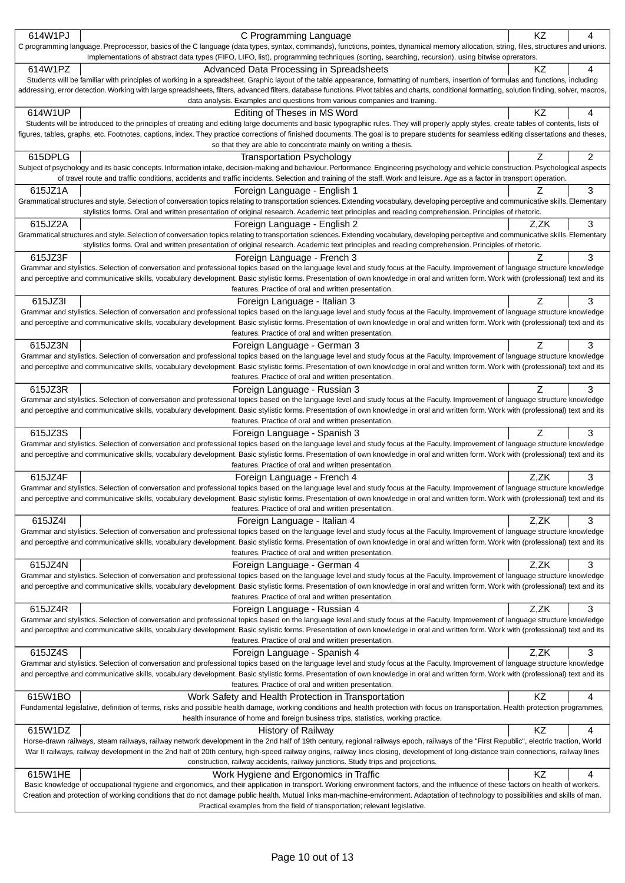| Code | Course | Completion | Credits |
|---|---|---|---|
| 614W1PJ | C Programming Language | KZ | 4 |

C programming language. Preprocessor, basics of the C language (data types, syntax, commands), functions, pointes, dynamical memory allocation, string, files, structures and unions. Implementations of abstract data types (FIFO, LIFO, list), programming techniques (sorting, searching, recursion), using bitwise oprerators.

| Code | Course | Completion | Credits |
|---|---|---|---|
| 614W1PZ | Advanced Data Processing in Spreadsheets | KZ | 4 |

Students will be familiar with principles of working in a spreadsheet. Graphic layout of the table appearance, formatting of numbers, insertion of formulas and functions, including addressing, error detection. Working with large spreadsheets, filters, advanced filters, database functions. Pivot tables and charts, conditional formatting, solution finding, solver, macros, data analysis. Examples and questions from various companies and training.

| Code | Course | Completion | Credits |
|---|---|---|---|
| 614W1UP | Editing of Theses in MS Word | KZ | 4 |

Students will be introduced to the principles of creating and editing large documents and basic typographic rules. They will properly apply styles, create tables of contents, lists of figures, tables, graphs, etc. Footnotes, captions, index. They practice corrections of finished documents. The goal is to prepare students for seamless editing dissertations and theses, so that they are able to concentrate mainly on writing a thesis.

| Code | Course | Completion | Credits |
|---|---|---|---|
| 615DPLG | Transportation Psychology | Z | 2 |

Subject of psychology and its basic concepts. Information intake, decision-making and behaviour. Performance. Engineering psychology and vehicle construction. Psychological aspects of travel route and traffic conditions, accidents and traffic incidents. Selection and training of the staff. Work and leisure. Age as a factor in transport operation.

| Code | Course | Completion | Credits |
|---|---|---|---|
| 615JZ1A | Foreign Language - English 1 | Z | 3 |

Grammatical structures and style. Selection of conversation topics relating to transportation sciences. Extending vocabulary, developing perceptive and communicative skills. Elementary stylistics forms. Oral and written presentation of original research. Academic text principles and reading comprehension. Principles of rhetoric.

| Code | Course | Completion | Credits |
|---|---|---|---|
| 615JZ2A | Foreign Language - English 2 | Z,ZK | 3 |

Grammatical structures and style. Selection of conversation topics relating to transportation sciences. Extending vocabulary, developing perceptive and communicative skills. Elementary stylistics forms. Oral and written presentation of original research. Academic text principles and reading comprehension. Principles of rhetoric.

| Code | Course | Completion | Credits |
|---|---|---|---|
| 615JZ3F | Foreign Language - French 3 | Z | 3 |

Grammar and stylistics. Selection of conversation and professional topics based on the language level and study focus at the Faculty. Improvement of language structure knowledge and perceptive and communicative skills, vocabulary development. Basic stylistic forms. Presentation of own knowledge in oral and written form. Work with (professional) text and its features. Practice of oral and written presentation.

| Code | Course | Completion | Credits |
|---|---|---|---|
| 615JZ3I | Foreign Language - Italian 3 | Z | 3 |

Grammar and stylistics. Selection of conversation and professional topics based on the language level and study focus at the Faculty. Improvement of language structure knowledge and perceptive and communicative skills, vocabulary development. Basic stylistic forms. Presentation of own knowledge in oral and written form. Work with (professional) text and its features. Practice of oral and written presentation.

| Code | Course | Completion | Credits |
|---|---|---|---|
| 615JZ3N | Foreign Language - German 3 | Z | 3 |

Grammar and stylistics. Selection of conversation and professional topics based on the language level and study focus at the Faculty. Improvement of language structure knowledge and perceptive and communicative skills, vocabulary development. Basic stylistic forms. Presentation of own knowledge in oral and written form. Work with (professional) text and its features. Practice of oral and written presentation.

| Code | Course | Completion | Credits |
|---|---|---|---|
| 615JZ3R | Foreign Language - Russian 3 | Z | 3 |

Grammar and stylistics. Selection of conversation and professional topics based on the language level and study focus at the Faculty. Improvement of language structure knowledge and perceptive and communicative skills, vocabulary development. Basic stylistic forms. Presentation of own knowledge in oral and written form. Work with (professional) text and its features. Practice of oral and written presentation.

| Code | Course | Completion | Credits |
|---|---|---|---|
| 615JZ3S | Foreign Language - Spanish 3 | Z | 3 |

Grammar and stylistics. Selection of conversation and professional topics based on the language level and study focus at the Faculty. Improvement of language structure knowledge and perceptive and communicative skills, vocabulary development. Basic stylistic forms. Presentation of own knowledge in oral and written form. Work with (professional) text and its features. Practice of oral and written presentation.

| Code | Course | Completion | Credits |
|---|---|---|---|
| 615JZ4F | Foreign Language - French 4 | Z,ZK | 3 |

Grammar and stylistics. Selection of conversation and professional topics based on the language level and study focus at the Faculty. Improvement of language structure knowledge and perceptive and communicative skills, vocabulary development. Basic stylistic forms. Presentation of own knowledge in oral and written form. Work with (professional) text and its features. Practice of oral and written presentation.

| Code | Course | Completion | Credits |
|---|---|---|---|
| 615JZ4I | Foreign Language - Italian 4 | Z,ZK | 3 |

Grammar and stylistics. Selection of conversation and professional topics based on the language level and study focus at the Faculty. Improvement of language structure knowledge and perceptive and communicative skills, vocabulary development. Basic stylistic forms. Presentation of own knowledge in oral and written form. Work with (professional) text and its features. Practice of oral and written presentation.

| Code | Course | Completion | Credits |
|---|---|---|---|
| 615JZ4N | Foreign Language - German 4 | Z,ZK | 3 |

Grammar and stylistics. Selection of conversation and professional topics based on the language level and study focus at the Faculty. Improvement of language structure knowledge and perceptive and communicative skills, vocabulary development. Basic stylistic forms. Presentation of own knowledge in oral and written form. Work with (professional) text and its features. Practice of oral and written presentation.

| Code | Course | Completion | Credits |
|---|---|---|---|
| 615JZ4R | Foreign Language - Russian 4 | Z,ZK | 3 |

Grammar and stylistics. Selection of conversation and professional topics based on the language level and study focus at the Faculty. Improvement of language structure knowledge and perceptive and communicative skills, vocabulary development. Basic stylistic forms. Presentation of own knowledge in oral and written form. Work with (professional) text and its features. Practice of oral and written presentation.

| Code | Course | Completion | Credits |
|---|---|---|---|
| 615JZ4S | Foreign Language - Spanish 4 | Z,ZK | 3 |

Grammar and stylistics. Selection of conversation and professional topics based on the language level and study focus at the Faculty. Improvement of language structure knowledge and perceptive and communicative skills, vocabulary development. Basic stylistic forms. Presentation of own knowledge in oral and written form. Work with (professional) text and its features. Practice of oral and written presentation.

| Code | Course | Completion | Credits |
|---|---|---|---|
| 615W1BO | Work Safety and Health Protection in Transportation | KZ | 4 |

Fundamental legislative, definition of terms, risks and possible health damage, working conditions and health protection with focus on transportation. Health protection programmes, health insurance of home and foreign business trips, statistics, working practice.

| Code | Course | Completion | Credits |
|---|---|---|---|
| 615W1DZ | History of Railway | KZ | 4 |

Horse-drawn railways, steam railways, railway network development in the 2nd half of 19th century, regional railways epoch, railways of the "First Republic", electric traction, World War II railways, railway development in the 2nd half of 20th century, high-speed railway origins, railway lines closing, development of long-distance train connections, railway lines construction, railway accidents, railway junctions. Study trips and projections.

| Code | Course | Completion | Credits |
|---|---|---|---|
| 615W1HE | Work Hygiene and Ergonomics in Traffic | KZ | 4 |

Basic knowledge of occupational hygiene and ergonomics, and their application in transport. Working environment factors, and the influence of these factors on health of workers. Creation and protection of working conditions that do not damage public health. Mutual links man-machine-environment. Adaptation of technology to possibilities and skills of man. Practical examples from the field of transportation; relevant legislative.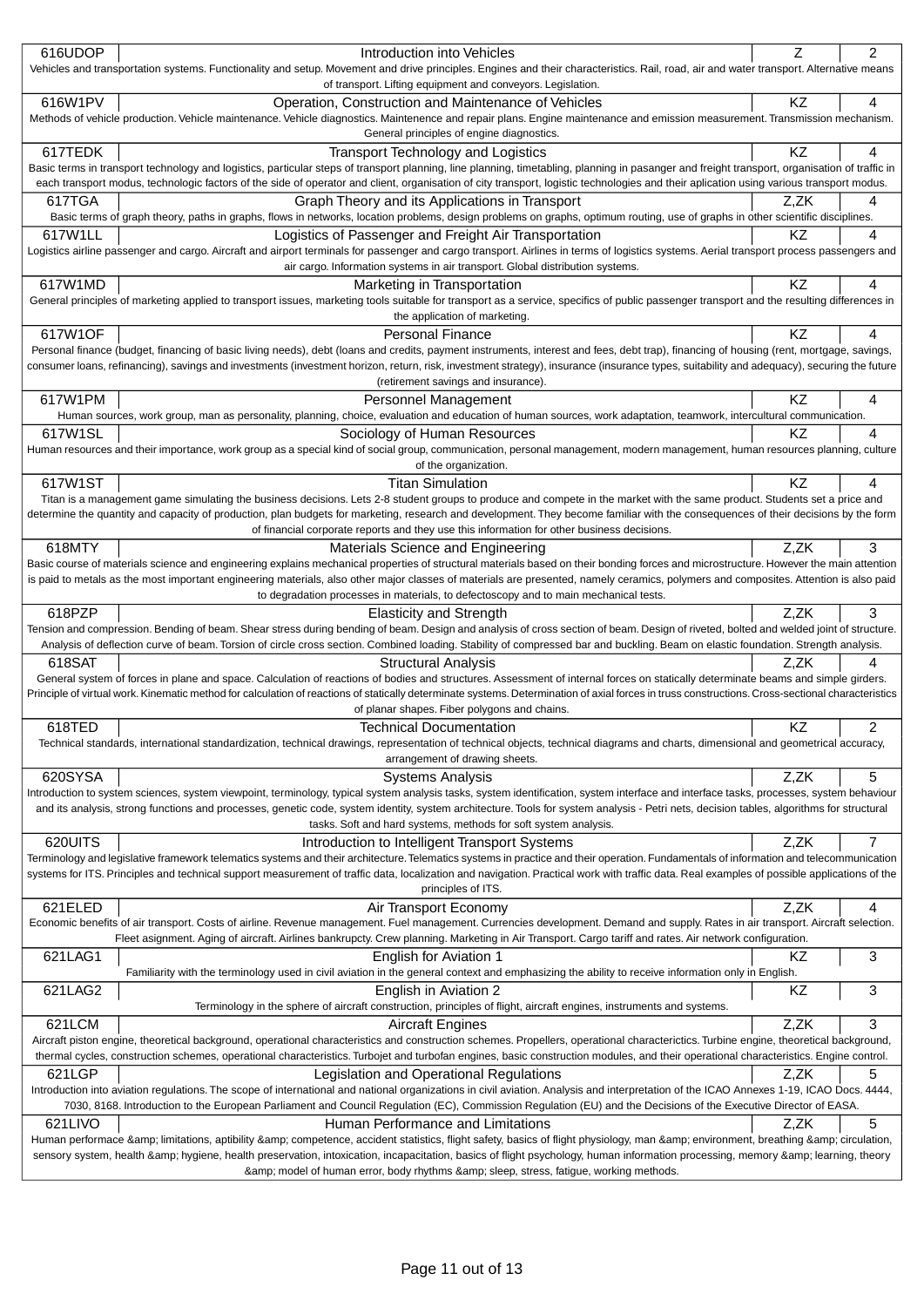| Code | Course | Completion | Credits |
|---|---|---|---|
| 616UDOP | Introduction into Vehicles | Z | 2 |
| Vehicles and transportation systems. Functionality and setup. Movement and drive principles. Engines and their characteristics. Rail, road, air and water transport. Alternative means of transport. Lifting equipment and conveyors. Legislation. | | | |
| 616W1PV | Operation, Construction and Maintenance of Vehicles | KZ | 4 |
| Methods of vehicle production. Vehicle maintenance. Vehicle diagnostics. Maintenence and repair plans. Engine maintenance and emission measurement. Transmission mechanism. General principles of engine diagnostics. | | | |
| 617TEDK | Transport Technology and Logistics | KZ | 4 |
| Basic terms in transport technology and logistics, particular steps of transport planning, line planning, timetabling, planning in pasanger and freight transport, organisation of traffic in each transport modus, technologic factors of the side of operator and client, organisation of city transport, logistic technologies and their aplication using various transport modus. | | | |
| 617TGA | Graph Theory and its Applications in Transport | Z,ZK | 4 |
| Basic terms of graph theory, paths in graphs, flows in networks, location problems, design problems on graphs, optimum routing, use of graphs in other scientific disciplines. | | | |
| 617W1LL | Logistics of Passenger and Freight Air Transportation | KZ | 4 |
| Logistics airline passenger and cargo. Aircraft and airport terminals for passenger and cargo transport. Airlines in terms of logistics systems. Aerial transport process passengers and air cargo. Information systems in air transport. Global distribution systems. | | | |
| 617W1MD | Marketing in Transportation | KZ | 4 |
| General principles of marketing applied to transport issues, marketing tools suitable for transport as a service, specifics of public passenger transport and the resulting differences in the application of marketing. | | | |
| 617W1OF | Personal Finance | KZ | 4 |
| Personal finance (budget, financing of basic living needs), debt (loans and credits, payment instruments, interest and fees, debt trap), financing of housing (rent, mortgage, savings, consumer loans, refinancing), savings and investments (investment horizon, return, risk, investment strategy), insurance (insurance types, suitability and adequacy), securing the future (retirement savings and insurance). | | | |
| 617W1PM | Personnel Management | KZ | 4 |
| Human sources, work group, man as personality, planning, choice, evaluation and education of human sources, work adaptation, teamwork, intercultural communication. | | | |
| 617W1SL | Sociology of Human Resources | KZ | 4 |
| Human resources and their importance, work group as a special kind of social group, communication, personal management, modern management, human resources planning, culture of the organization. | | | |
| 617W1ST | Titan Simulation | KZ | 4 |
| Titan is a management game simulating the business decisions. Lets 2-8 student groups to produce and compete in the market with the same product. Students set a price and determine the quantity and capacity of production, plan budgets for marketing, research and development. They become familiar with the consequences of their decisions by the form of financial corporate reports and they use this information for other business decisions. | | | |
| 618MTY | Materials Science and Engineering | Z,ZK | 3 |
| Basic course of materials science and engineering explains mechanical properties of structural materials based on their bonding forces and microstructure. However the main attention is paid to metals as the most important engineering materials, also other major classes of materials are presented, namely ceramics, polymers and composites. Attention is also paid to degradation processes in materials, to defectoscopy and to main mechanical tests. | | | |
| 618PZP | Elasticity and Strength | Z,ZK | 3 |
| Tension and compression. Bending of beam. Shear stress during bending of beam. Design and analysis of cross section of beam. Design of riveted, bolted and welded joint of structure. Analysis of deflection curve of beam. Torsion of circle cross section. Combined loading. Stability of compressed bar and buckling. Beam on elastic foundation. Strength analysis. | | | |
| 618SAT | Structural Analysis | Z,ZK | 4 |
| General system of forces in plane and space. Calculation of reactions of bodies and structures. Assessment of internal forces on statically determinate beams and simple girders. Principle of virtual work. Kinematic method for calculation of reactions of statically determinate systems. Determination of axial forces in truss constructions. Cross-sectional characteristics of planar shapes. Fiber polygons and chains. | | | |
| 618TED | Technical Documentation | KZ | 2 |
| Technical standards, international standardization, technical drawings, representation of technical objects, technical diagrams and charts, dimensional and geometrical accuracy, arrangement of drawing sheets. | | | |
| 620SYSA | Systems Analysis | Z,ZK | 5 |
| Introduction to system sciences, system viewpoint, terminology, typical system analysis tasks, system identification, system interface and interface tasks, processes, system behaviour and its analysis, strong functions and processes, genetic code, system identity, system architecture. Tools for system analysis - Petri nets, decision tables, algorithms for structural tasks. Soft and hard systems, methods for soft system analysis. | | | |
| 620UITS | Introduction to Intelligent Transport Systems | Z,ZK | 7 |
| Terminology and legislative framework telematics systems and their architecture. Telematics systems in practice and their operation. Fundamentals of information and telecommunication systems for ITS. Principles and technical support measurement of traffic data, localization and navigation. Practical work with traffic data. Real examples of possible applications of the principles of ITS. | | | |
| 621ELED | Air Transport Economy | Z,ZK | 4 |
| Economic benefits of air transport. Costs of airline. Revenue management. Fuel management. Currencies development. Demand and supply. Rates in air transport. Aircraft selection. Fleet asignment. Aging of aircraft. Airlines bankrupcty. Crew planning. Marketing in Air Transport. Cargo tariff and rates. Air network configuration. | | | |
| 621LAG1 | English for Aviation 1 | KZ | 3 |
| Familiarity with the terminology used in civil aviation in the general context and emphasizing the ability to receive information only in English. | | | |
| 621LAG2 | English in Aviation 2 | KZ | 3 |
| Terminology in the sphere of aircraft construction, principles of flight, aircraft engines, instruments and systems. | | | |
| 621LCM | Aircraft Engines | Z,ZK | 3 |
| Aircraft piston engine, theoretical background, operational characteristics and construction schemes. Propellers, operational charactectics. Turbine engine, theoretical background, thermal cycles, construction schemes, operational characteristics. Turbojet and turbofan engines, basic construction modules, and their operational characteristics. Engine control. | | | |
| 621LGP | Legislation and Operational Regulations | Z,ZK | 5 |
| Introduction into aviation regulations. The scope of international and national organizations in civil aviation. Analysis and interpretation of the ICAO Annexes 1-19, ICAO Docs. 4444, 7030, 8168. Introduction to the European Parliament and Council Regulation (EC), Commission Regulation (EU) and the Decisions of the Executive Director of EASA. | | | |
| 621LIVO | Human Performance and Limitations | Z,ZK | 5 |
| Human performace &amp; limitations, aptibility &amp; competence, accident statistics, flight safety, basics of flight physiology, man &amp; environment, breathing &amp; circulation, sensory system, health &amp; hygiene, health preservation, intoxication, incapacitation, basics of flight psychology, human information processing, memory &amp; learning, theory &amp; model of human error, body rhythms &amp; sleep, stress, fatigue, working methods. | | | |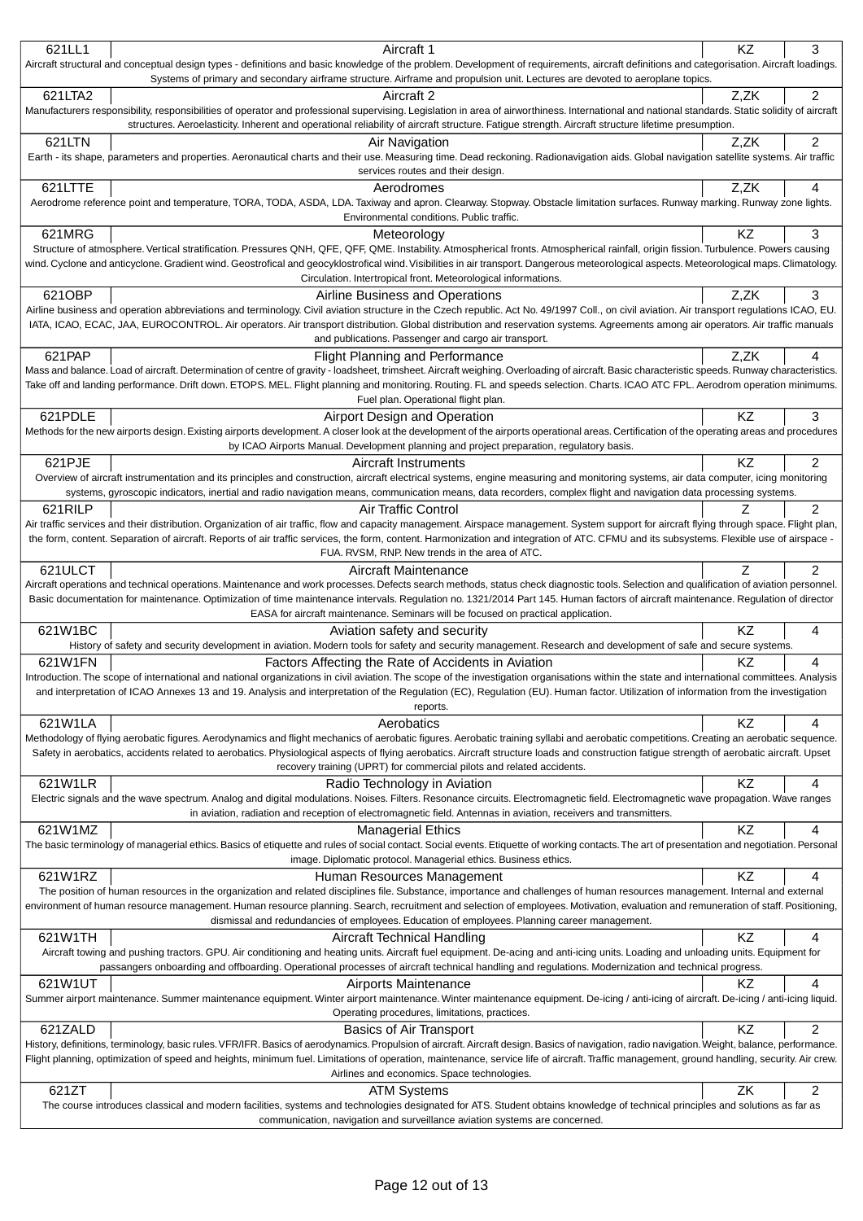| Code | Course | Completion | Credits |
|---|---|---|---|
| 621LL1 | Aircraft 1 | KZ | 3 |
| Aircraft structural and conceptual design types - definitions and basic knowledge of the problem. Development of requirements, aircraft definitions and categorisation. Aircraft loadings. Systems of primary and secondary airframe structure. Airframe and propulsion unit. Lectures are devoted to aeroplane topics. | | | |
| 621LTA2 | Aircraft 2 | Z,ZK | 2 |
| Manufacturers responsibility, responsibilities of operator and professional supervising. Legislation in area of airworthiness. International and national standards. Static solidity of aircraft structures. Aeroelasticity. Inherent and operational reliability of aircraft structure. Fatigue strength. Aircraft structure lifetime presumption. | | | |
| 621LTN | Air Navigation | Z,ZK | 2 |
| Earth - its shape, parameters and properties. Aeronautical charts and their use. Measuring time. Dead reckoning. Radionavigation aids. Global navigation satellite systems. Air traffic services routes and their design. | | | |
| 621LTTE | Aerodromes | Z,ZK | 4 |
| Aerodrome reference point and temperature, TORA, TODA, ASDA, LDA. Taxiway and apron. Clearway. Stopway. Obstacle limitation surfaces. Runway marking. Runway zone lights. Environmental conditions. Public traffic. | | | |
| 621MRG | Meteorology | KZ | 3 |
| Structure of atmosphere. Vertical stratification. Pressures QNH, QFE, QFF, QME. Instability. Atmospherical fronts. Atmospherical rainfall, origin fission. Turbulence. Powers causing wind. Cyclone and anticyclone. Gradient wind. Geostrofical and geocyklostrofical wind. Visibilities in air transport. Dangerous meteorological aspects. Meteorological maps. Climatology. Circulation. Intertropical front. Meteorological informations. | | | |
| 621OBP | Airline Business and Operations | Z,ZK | 3 |
| Airline business and operation abbreviations and terminology. Civil aviation structure in the Czech republic. Act No. 49/1997 Coll., on civil aviation. Air transport regulations ICAO, EU. IATA, ICAO, ECAC, JAA, EUROCONTROL. Air operators. Air transport distribution. Global distribution and reservation systems. Agreements among air operators. Air traffic manuals and publications. Passenger and cargo air transport. | | | |
| 621PAP | Flight Planning and Performance | Z,ZK | 4 |
| Mass and balance. Load of aircraft. Determination of centre of gravity - loadsheet, trimsheet. Aircraft weighing. Overloading of aircraft. Basic characteristic speeds. Runway characteristics. Take off and landing performance. Drift down. ETOPS. MEL. Flight planning and monitoring. Routing. FL and speeds selection. Charts. ICAO ATC FPL. Aerodrom operation minimums. Fuel plan. Operational flight plan. | | | |
| 621PDLE | Airport Design and Operation | KZ | 3 |
| Methods for the new airports design. Existing airports development. A closer look at the development of the airports operational areas. Certification of the operating areas and procedures by ICAO Airports Manual. Development planning and project preparation, regulatory basis. | | | |
| 621PJE | Aircraft Instruments | KZ | 2 |
| Overview of aircraft instrumentation and its principles and construction, aircraft electrical systems, engine measuring and monitoring systems, air data computer, icing monitoring systems, gyroscopic indicators, inertial and radio navigation means, communication means, data recorders, complex flight and navigation data processing systems. | | | |
| 621RILP | Air Traffic Control | Z | 2 |
| Air traffic services and their distribution. Organization of air traffic, flow and capacity management. Airspace management. System support for aircraft flying through space. Flight plan, the form, content. Separation of aircraft. Reports of air traffic services, the form, content. Harmonization and integration of ATC. CFMU and its subsystems. Flexible use of airspace - FUA. RVSM, RNP. New trends in the area of ATC. | | | |
| 621ULCT | Aircraft Maintenance | Z | 2 |
| Aircraft operations and technical operations. Maintenance and work processes. Defects search methods, status check diagnostic tools. Selection and qualification of aviation personnel. Basic documentation for maintenance. Optimization of time maintenance intervals. Regulation no. 1321/2014 Part 145. Human factors of aircraft maintenance. Regulation of director EASA for aircraft maintenance. Seminars will be focused on practical application. | | | |
| 621W1BC | Aviation safety and security | KZ | 4 |
| History of safety and security development in aviation. Modern tools for safety and security management. Research and development of safe and secure systems. | | | |
| 621W1FN | Factors Affecting the Rate of Accidents in Aviation | KZ | 4 |
| Introduction. The scope of international and national organizations in civil aviation. The scope of the investigation organisations within the state and international committees. Analysis and interpretation of ICAO Annexes 13 and 19. Analysis and interpretation of the Regulation (EC), Regulation (EU). Human factor. Utilization of information from the investigation reports. | | | |
| 621W1LA | Aerobatics | KZ | 4 |
| Methodology of flying aerobatic figures. Aerodynamics and flight mechanics of aerobatic figures. Aerobatic training syllabi and aerobatic competitions. Creating an aerobatic sequence. Safety in aerobatics, accidents related to aerobatics. Physiological aspects of flying aerobatics. Aircraft structure loads and construction fatigue strength of aerobatic aircraft. Upset recovery training (UPRT) for commercial pilots and related accidents. | | | |
| 621W1LR | Radio Technology in Aviation | KZ | 4 |
| Electric signals and the wave spectrum. Analog and digital modulations. Noises. Filters. Resonance circuits. Electromagnetic field. Electromagnetic wave propagation. Wave ranges in aviation, radiation and reception of electromagnetic field. Antennas in aviation, receivers and transmitters. | | | |
| 621W1MZ | Managerial Ethics | KZ | 4 |
| The basic terminology of managerial ethics. Basics of etiquette and rules of social contact. Social events. Etiquette of working contacts. The art of presentation and negotiation. Personal image. Diplomatic protocol. Managerial ethics. Business ethics. | | | |
| 621W1RZ | Human Resources Management | KZ | 4 |
| The position of human resources in the organization and related disciplines file. Substance, importance and challenges of human resources management. Internal and external environment of human resource management. Human resource planning. Search, recruitment and selection of employees. Motivation, evaluation and remuneration of staff. Positioning, dismissal and redundancies of employees. Education of employees. Planning career management. | | | |
| 621W1TH | Aircraft Technical Handling | KZ | 4 |
| Aircraft towing and pushing tractors. GPU. Air conditioning and heating units. Aircraft fuel equipment. De-acing and anti-icing units. Loading and unloading units. Equipment for passangers onboarding and offboarding. Operational processes of aircraft technical handling and regulations. Modernization and technical progress. | | | |
| 621W1UT | Airports Maintenance | KZ | 4 |
| Summer airport maintenance. Summer maintenance equipment. Winter airport maintenance. Winter maintenance equipment. De-icing / anti-icing of aircraft. De-icing / anti-icing liquid. Operating procedures, limitations, practices. | | | |
| 621ZALD | Basics of Air Transport | KZ | 2 |
| History, definitions, terminology, basic rules. VFR/IFR. Basics of aerodynamics. Propulsion of aircraft. Aircraft design. Basics of navigation, radio navigation. Weight, balance, performance. Flight planning, optimization of speed and heights, minimum fuel. Limitations of operation, maintenance, service life of aircraft. Traffic management, ground handling, security. Air crew. Airlines and economics. Space technologies. | | | |
| 621ZT | ATM Systems | ZK | 2 |
| The course introduces classical and modern facilities, systems and technologies designated for ATS. Student obtains knowledge of technical principles and solutions as far as communication, navigation and surveillance aviation systems are concerned. | | | |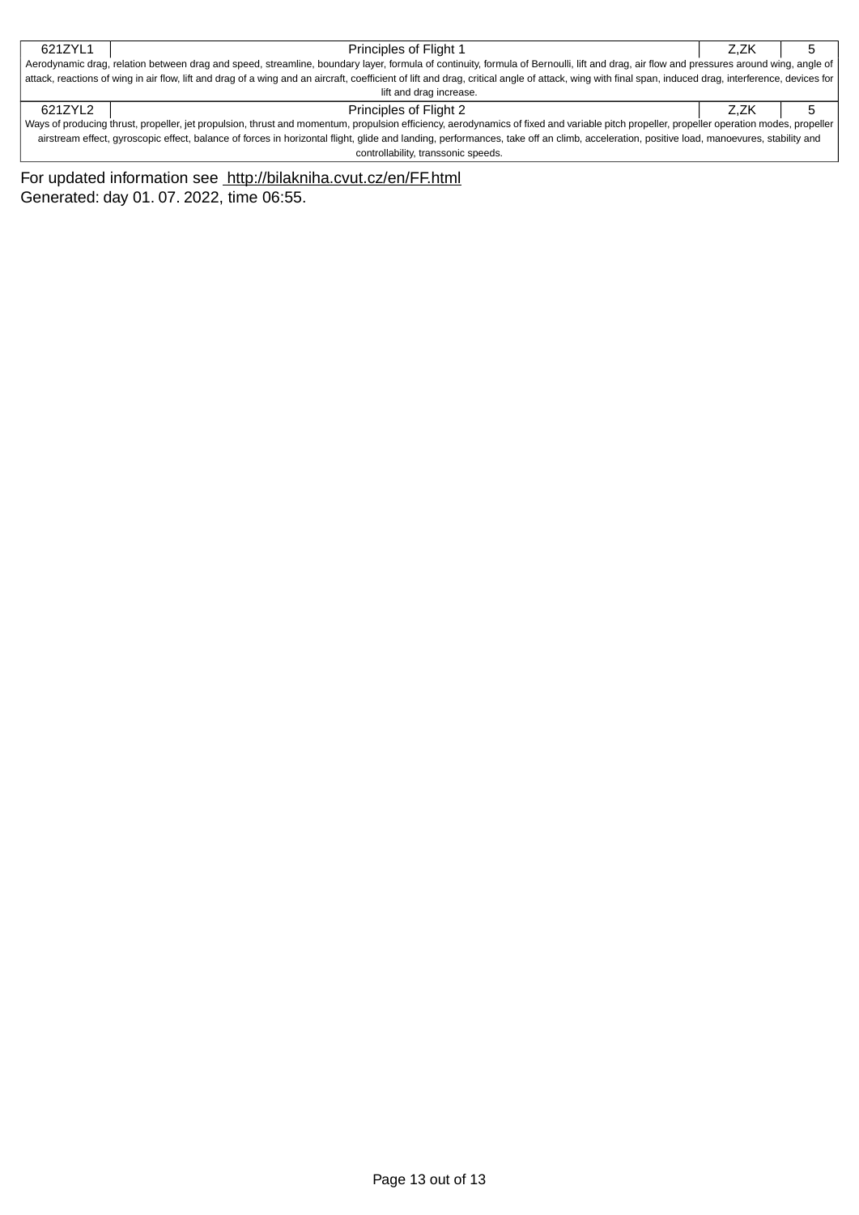| | | | |
|---|---|---|---|
| 621ZYL1 | Principles of Flight 1 | Z,ZK | 5 |
| Aerodynamic drag, relation between drag and speed, streamline, boundary layer, formula of continuity, formula of Bernoulli, lift and drag, air flow and pressures around wing, angle of attack, reactions of wing in air flow, lift and drag of a wing and an aircraft, coefficient of lift and drag, critical angle of attack, wing with final span, induced drag, interference, devices for lift and drag increase. | | | |
| 621ZYL2 | Principles of Flight 2 | Z,ZK | 5 |
| Ways of producing thrust, propeller, jet propulsion, thrust and momentum, propulsion efficiency, aerodynamics of fixed and variable pitch propeller, propeller operation modes, propeller airstream effect, gyroscopic effect, balance of forces in horizontal flight, glide and landing, performances, take off an climb, acceleration, positive load, manoevures, stability and controllability, transsonic speeds. | | | |

For updated information see http://bilakniha.cvut.cz/en/FF.html
Generated: day 01. 07. 2022, time 06:55.